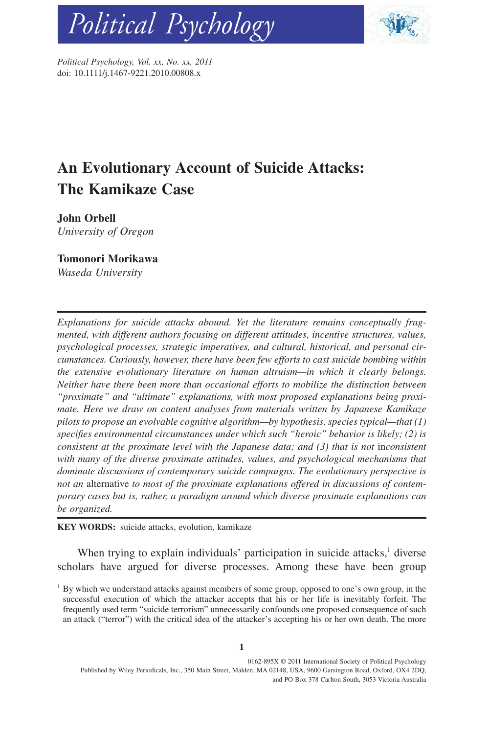# An Evolutionary Account of Suicide Attacks: The Kamikaze Case

**John Orbell**
*University of Oregon*

**Tomonori Morikawa**
*Waseda University*

*Explanations for suicide attacks abound. Yet the literature remains conceptually fragmented, with different authors focusing on different attitudes, incentive structures, values, psychological processes, strategic imperatives, and cultural, historical, and personal circumstances. Curiously, however, there have been few efforts to cast suicide bombing within the extensive evolutionary literature on human altruism—in which it clearly belongs. Neither have there been more than occasional efforts to mobilize the distinction between "proximate" and "ultimate" explanations, with most proposed explanations being proximate. Here we draw on content analyses from materials written by Japanese Kamikaze pilots to propose an evolvable cognitive algorithm—by hypothesis, species typical—that (1) specifies environmental circumstances under which such "heroic" behavior is likely; (2) is consistent at the proximate level with the Japanese data; and (3) that is not* inconsistent *with many of the diverse proximate attitudes, values, and psychological mechanisms that dominate discussions of contemporary suicide campaigns. The evolutionary perspective is not an* alternative *to most of the proximate explanations offered in discussions of contemporary cases but is, rather, a paradigm around which diverse proximate explanations can be organized.*

**KEY WORDS:** suicide attacks, evolution, kamikaze

When trying to explain individuals' participation in suicide attacks,[1] diverse scholars have argued for diverse processes. Among these have been group

[1] By which we understand attacks against members of some group, opposed to one's own group, in the successful execution of which the attacker accepts that his or her life is inevitably forfeit. The frequently used term "suicide terrorism" unnecessarily confounds one proposed consequence of such an attack ("terror") with the critical idea of the attacker's accepting his or her own death. The more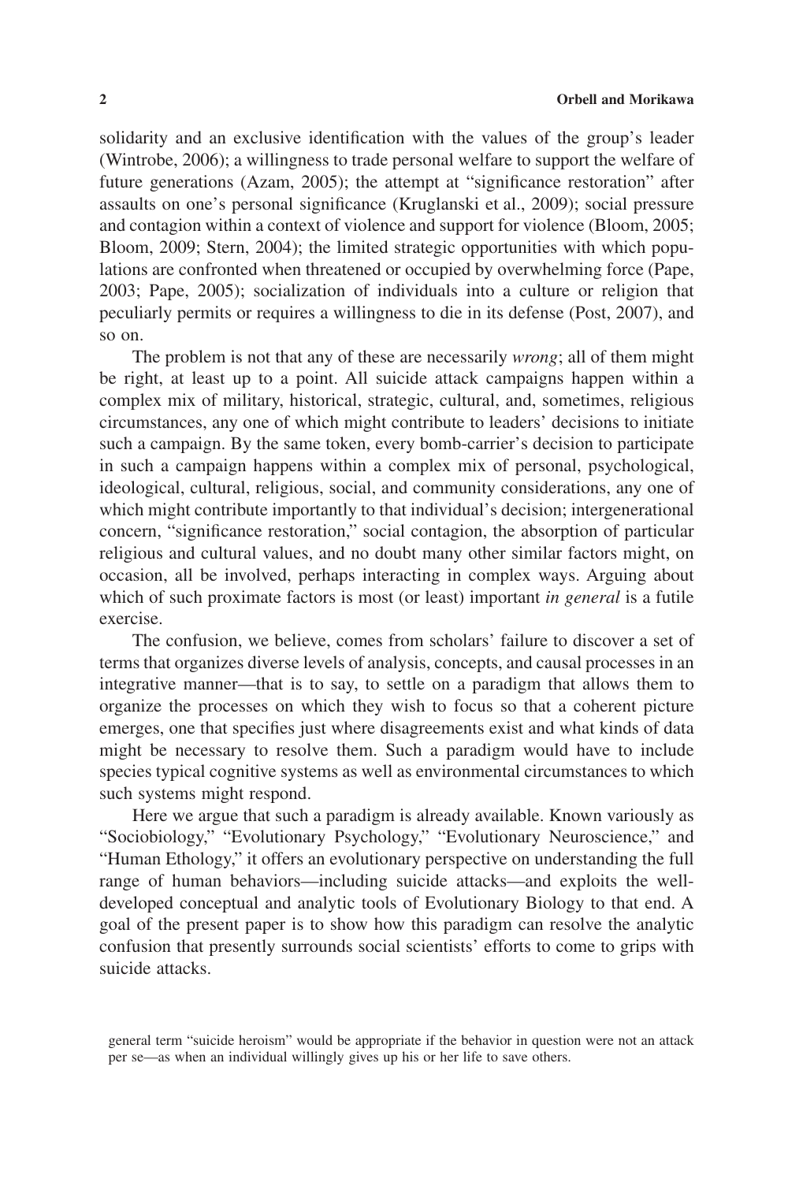solidarity and an exclusive identification with the values of the group's leader (Wintrobe, 2006); a willingness to trade personal welfare to support the welfare of future generations (Azam, 2005); the attempt at "significance restoration" after assaults on one's personal significance (Kruglanski et al., 2009); social pressure and contagion within a context of violence and support for violence (Bloom, 2005; Bloom, 2009; Stern, 2004); the limited strategic opportunities with which populations are confronted when threatened or occupied by overwhelming force (Pape, 2003; Pape, 2005); socialization of individuals into a culture or religion that peculiarly permits or requires a willingness to die in its defense (Post, 2007), and so on.

The problem is not that any of these are necessarily *wrong*; all of them might be right, at least up to a point. All suicide attack campaigns happen within a complex mix of military, historical, strategic, cultural, and, sometimes, religious circumstances, any one of which might contribute to leaders' decisions to initiate such a campaign. By the same token, every bomb-carrier's decision to participate in such a campaign happens within a complex mix of personal, psychological, ideological, cultural, religious, social, and community considerations, any one of which might contribute importantly to that individual's decision; intergenerational concern, "significance restoration," social contagion, the absorption of particular religious and cultural values, and no doubt many other similar factors might, on occasion, all be involved, perhaps interacting in complex ways. Arguing about which of such proximate factors is most (or least) important *in general* is a futile exercise.

The confusion, we believe, comes from scholars' failure to discover a set of terms that organizes diverse levels of analysis, concepts, and causal processes in an integrative manner—that is to say, to settle on a paradigm that allows them to organize the processes on which they wish to focus so that a coherent picture emerges, one that specifies just where disagreements exist and what kinds of data might be necessary to resolve them. Such a paradigm would have to include species typical cognitive systems as well as environmental circumstances to which such systems might respond.

Here we argue that such a paradigm is already available. Known variously as "Sociobiology," "Evolutionary Psychology," "Evolutionary Neuroscience," and "Human Ethology," it offers an evolutionary perspective on understanding the full range of human behaviors—including suicide attacks—and exploits the well-developed conceptual and analytic tools of Evolutionary Biology to that end. A goal of the present paper is to show how this paradigm can resolve the analytic confusion that presently surrounds social scientists' efforts to come to grips with suicide attacks.

general term "suicide heroism" would be appropriate if the behavior in question were not an attack per se—as when an individual willingly gives up his or her life to save others.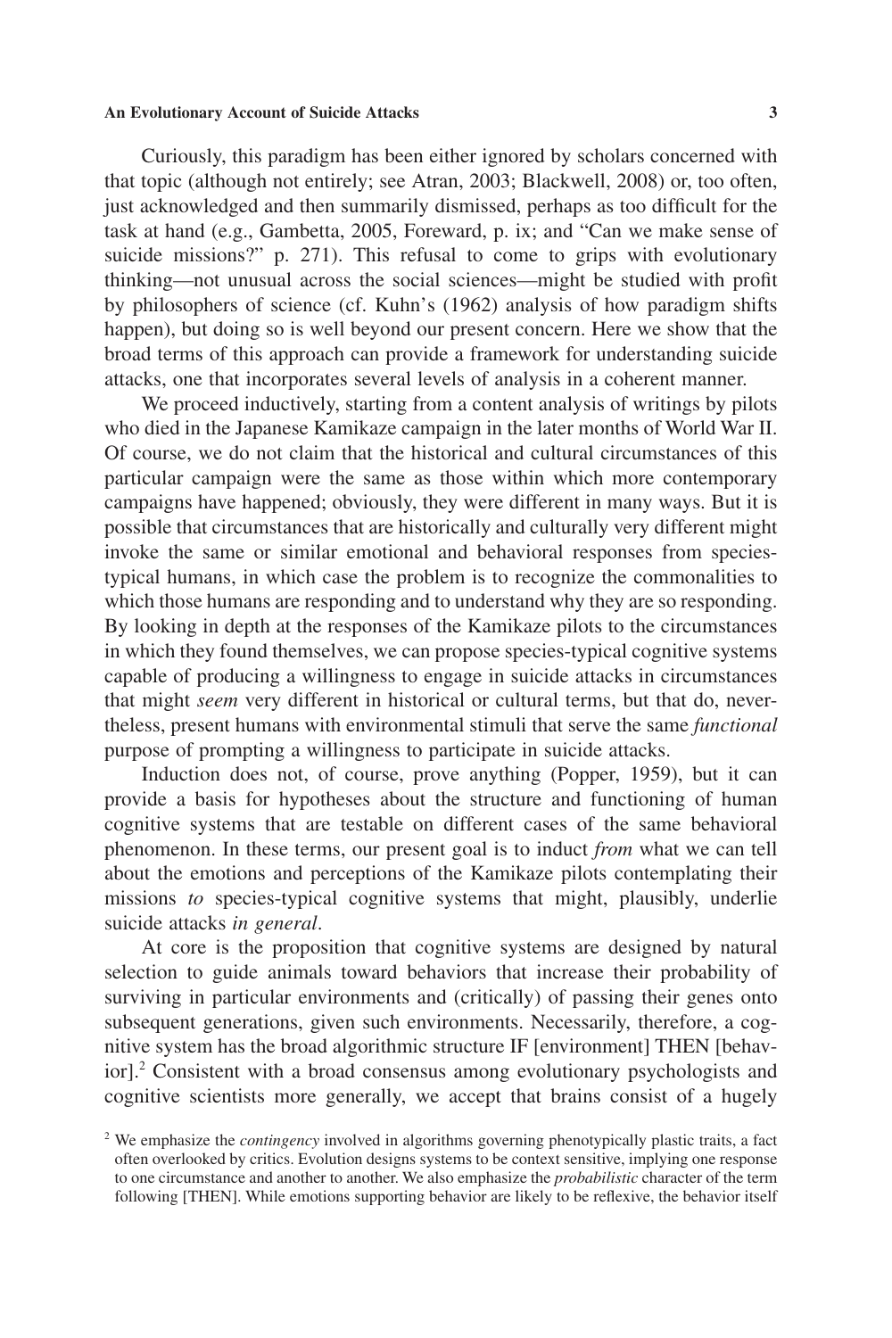Curiously, this paradigm has been either ignored by scholars concerned with that topic (although not entirely; see Atran, 2003; Blackwell, 2008) or, too often, just acknowledged and then summarily dismissed, perhaps as too difficult for the task at hand (e.g., Gambetta, 2005, Foreward, p. ix; and "Can we make sense of suicide missions?" p. 271). This refusal to come to grips with evolutionary thinking—not unusual across the social sciences—might be studied with profit by philosophers of science (cf. Kuhn's (1962) analysis of how paradigm shifts happen), but doing so is well beyond our present concern. Here we show that the broad terms of this approach can provide a framework for understanding suicide attacks, one that incorporates several levels of analysis in a coherent manner.

We proceed inductively, starting from a content analysis of writings by pilots who died in the Japanese Kamikaze campaign in the later months of World War II. Of course, we do not claim that the historical and cultural circumstances of this particular campaign were the same as those within which more contemporary campaigns have happened; obviously, they were different in many ways. But it is possible that circumstances that are historically and culturally very different might invoke the same or similar emotional and behavioral responses from species-typical humans, in which case the problem is to recognize the commonalities to which those humans are responding and to understand why they are so responding. By looking in depth at the responses of the Kamikaze pilots to the circumstances in which they found themselves, we can propose species-typical cognitive systems capable of producing a willingness to engage in suicide attacks in circumstances that might *seem* very different in historical or cultural terms, but that do, nevertheless, present humans with environmental stimuli that serve the same *functional* purpose of prompting a willingness to participate in suicide attacks.

Induction does not, of course, prove anything (Popper, 1959), but it can provide a basis for hypotheses about the structure and functioning of human cognitive systems that are testable on different cases of the same behavioral phenomenon. In these terms, our present goal is to induct *from* what we can tell about the emotions and perceptions of the Kamikaze pilots contemplating their missions *to* species-typical cognitive systems that might, plausibly, underlie suicide attacks *in general*.

At core is the proposition that cognitive systems are designed by natural selection to guide animals toward behaviors that increase their probability of surviving in particular environments and (critically) of passing their genes onto subsequent generations, given such environments. Necessarily, therefore, a cognitive system has the broad algorithmic structure IF [environment] THEN [behavior].[2] Consistent with a broad consensus among evolutionary psychologists and cognitive scientists more generally, we accept that brains consist of a hugely

[2] We emphasize the *contingency* involved in algorithms governing phenotypically plastic traits, a fact often overlooked by critics. Evolution designs systems to be context sensitive, implying one response to one circumstance and another to another. We also emphasize the *probabilistic* character of the term following [THEN]. While emotions supporting behavior are likely to be reflexive, the behavior itself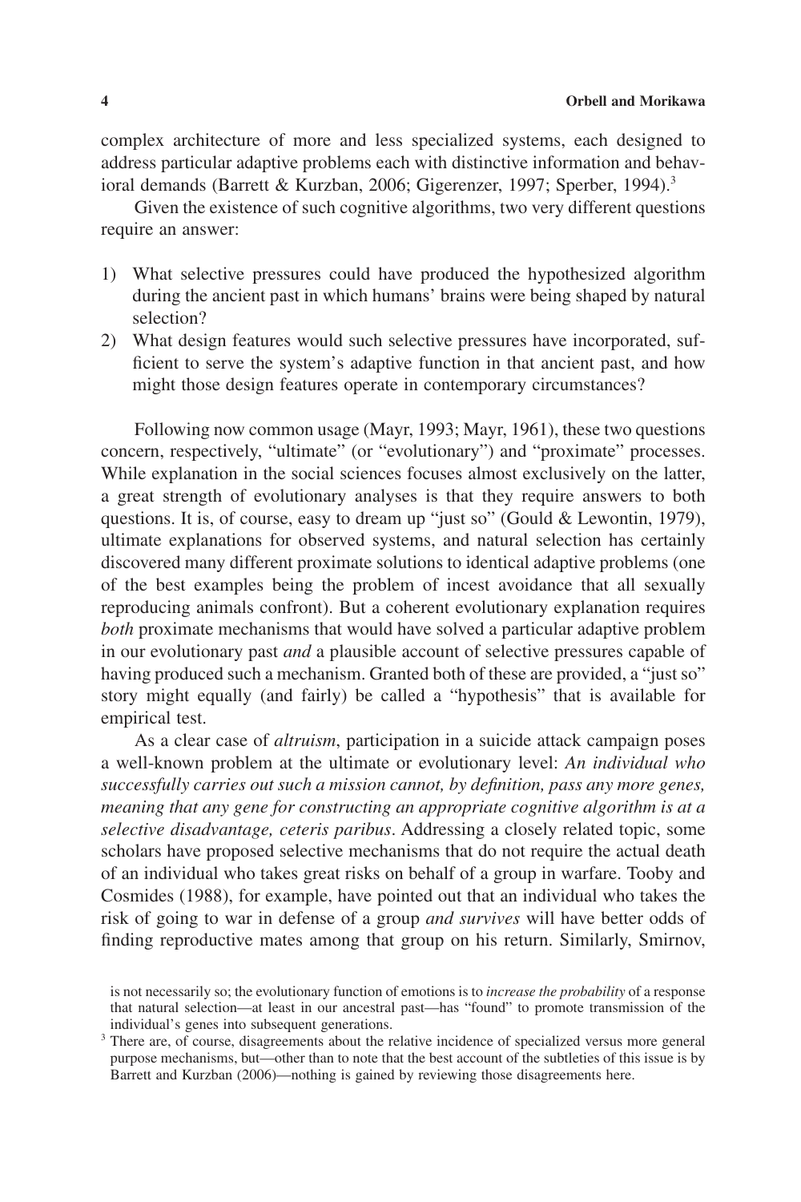complex architecture of more and less specialized systems, each designed to address particular adaptive problems each with distinctive information and behavioral demands (Barrett & Kurzban, 2006; Gigerenzer, 1997; Sperber, 1994).[3]

Given the existence of such cognitive algorithms, two very different questions require an answer:

1) What selective pressures could have produced the hypothesized algorithm during the ancient past in which humans' brains were being shaped by natural selection?
2) What design features would such selective pressures have incorporated, sufficient to serve the system's adaptive function in that ancient past, and how might those design features operate in contemporary circumstances?

Following now common usage (Mayr, 1993; Mayr, 1961), these two questions concern, respectively, "ultimate" (or "evolutionary") and "proximate" processes. While explanation in the social sciences focuses almost exclusively on the latter, a great strength of evolutionary analyses is that they require answers to both questions. It is, of course, easy to dream up "just so" (Gould & Lewontin, 1979), ultimate explanations for observed systems, and natural selection has certainly discovered many different proximate solutions to identical adaptive problems (one of the best examples being the problem of incest avoidance that all sexually reproducing animals confront). But a coherent evolutionary explanation requires *both* proximate mechanisms that would have solved a particular adaptive problem in our evolutionary past *and* a plausible account of selective pressures capable of having produced such a mechanism. Granted both of these are provided, a "just so" story might equally (and fairly) be called a "hypothesis" that is available for empirical test.

As a clear case of *altruism*, participation in a suicide attack campaign poses a well-known problem at the ultimate or evolutionary level: *An individual who successfully carries out such a mission cannot, by definition, pass any more genes, meaning that any gene for constructing an appropriate cognitive algorithm is at a selective disadvantage, ceteris paribus*. Addressing a closely related topic, some scholars have proposed selective mechanisms that do not require the actual death of an individual who takes great risks on behalf of a group in warfare. Tooby and Cosmides (1988), for example, have pointed out that an individual who takes the risk of going to war in defense of a group *and survives* will have better odds of finding reproductive mates among that group on his return. Similarly, Smirnov,

is not necessarily so; the evolutionary function of emotions is to *increase the probability* of a response that natural selection—at least in our ancestral past—has "found" to promote transmission of the individual's genes into subsequent generations.

[3] There are, of course, disagreements about the relative incidence of specialized versus more general purpose mechanisms, but—other than to note that the best account of the subtleties of this issue is by Barrett and Kurzban (2006)—nothing is gained by reviewing those disagreements here.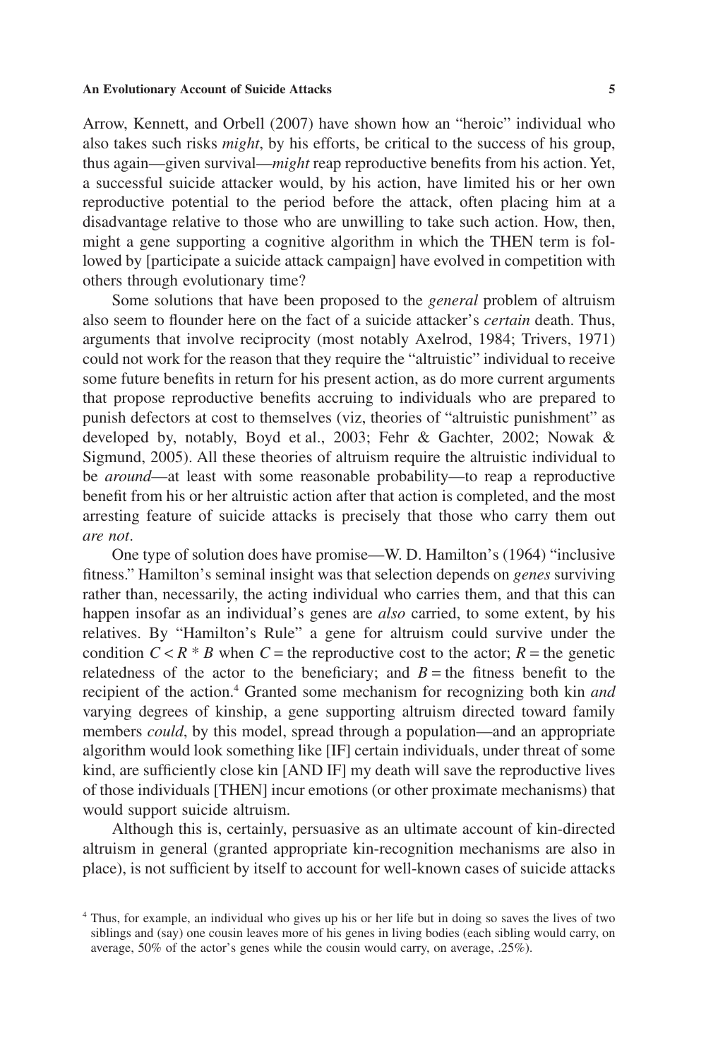Arrow, Kennett, and Orbell (2007) have shown how an "heroic" individual who also takes such risks *might*, by his efforts, be critical to the success of his group, thus again—given survival—*might* reap reproductive benefits from his action. Yet, a successful suicide attacker would, by his action, have limited his or her own reproductive potential to the period before the attack, often placing him at a disadvantage relative to those who are unwilling to take such action. How, then, might a gene supporting a cognitive algorithm in which the THEN term is followed by [participate a suicide attack campaign] have evolved in competition with others through evolutionary time?

Some solutions that have been proposed to the *general* problem of altruism also seem to flounder here on the fact of a suicide attacker's *certain* death. Thus, arguments that involve reciprocity (most notably Axelrod, 1984; Trivers, 1971) could not work for the reason that they require the "altruistic" individual to receive some future benefits in return for his present action, as do more current arguments that propose reproductive benefits accruing to individuals who are prepared to punish defectors at cost to themselves (viz, theories of "altruistic punishment" as developed by, notably, Boyd et al., 2003; Fehr & Gachter, 2002; Nowak & Sigmund, 2005). All these theories of altruism require the altruistic individual to be *around*—at least with some reasonable probability—to reap a reproductive benefit from his or her altruistic action after that action is completed, and the most arresting feature of suicide attacks is precisely that those who carry them out *are not*.

One type of solution does have promise—W. D. Hamilton's (1964) "inclusive fitness." Hamilton's seminal insight was that selection depends on *genes* surviving rather than, necessarily, the acting individual who carries them, and that this can happen insofar as an individual's genes are *also* carried, to some extent, by his relatives. By "Hamilton's Rule" a gene for altruism could survive under the condition $C < R * B$ when $C$ = the reproductive cost to the actor; $R$ = the genetic relatedness of the actor to the beneficiary; and $B$ = the fitness benefit to the recipient of the action.[4] Granted some mechanism for recognizing both kin *and* varying degrees of kinship, a gene supporting altruism directed toward family members *could*, by this model, spread through a population—and an appropriate algorithm would look something like [IF] certain individuals, under threat of some kind, are sufficiently close kin [AND IF] my death will save the reproductive lives of those individuals [THEN] incur emotions (or other proximate mechanisms) that would support suicide altruism.

Although this is, certainly, persuasive as an ultimate account of kin-directed altruism in general (granted appropriate kin-recognition mechanisms are also in place), is not sufficient by itself to account for well-known cases of suicide attacks

[4] Thus, for example, an individual who gives up his or her life but in doing so saves the lives of two siblings and (say) one cousin leaves more of his genes in living bodies (each sibling would carry, on average, 50% of the actor's genes while the cousin would carry, on average, .25%).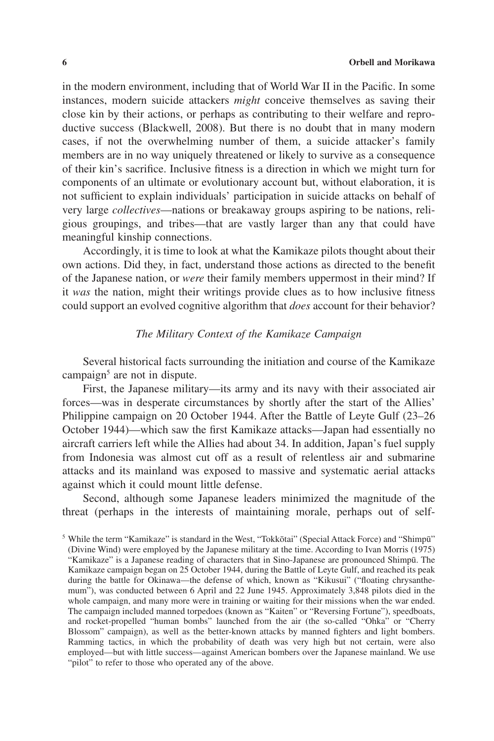in the modern environment, including that of World War II in the Pacific. In some instances, modern suicide attackers *might* conceive themselves as saving their close kin by their actions, or perhaps as contributing to their welfare and reproductive success (Blackwell, 2008). But there is no doubt that in many modern cases, if not the overwhelming number of them, a suicide attacker's family members are in no way uniquely threatened or likely to survive as a consequence of their kin's sacrifice. Inclusive fitness is a direction in which we might turn for components of an ultimate or evolutionary account but, without elaboration, it is not sufficient to explain individuals' participation in suicide attacks on behalf of very large *collectives*—nations or breakaway groups aspiring to be nations, religious groupings, and tribes—that are vastly larger than any that could have meaningful kinship connections.

Accordingly, it is time to look at what the Kamikaze pilots thought about their own actions. Did they, in fact, understand those actions as directed to the benefit of the Japanese nation, or *were* their family members uppermost in their mind? If it *was* the nation, might their writings provide clues as to how inclusive fitness could support an evolved cognitive algorithm that *does* account for their behavior?

### *The Military Context of the Kamikaze Campaign*

Several historical facts surrounding the initiation and course of the Kamikaze campaign[5] are not in dispute.

First, the Japanese military—its army and its navy with their associated air forces—was in desperate circumstances by shortly after the start of the Allies' Philippine campaign on 20 October 1944. After the Battle of Leyte Gulf (23–26 October 1944)—which saw the first Kamikaze attacks—Japan had essentially no aircraft carriers left while the Allies had about 34. In addition, Japan's fuel supply from Indonesia was almost cut off as a result of relentless air and submarine attacks and its mainland was exposed to massive and systematic aerial attacks against which it could mount little defense.

Second, although some Japanese leaders minimized the magnitude of the threat (perhaps in the interests of maintaining morale, perhaps out of self-

[5] While the term "Kamikaze" is standard in the West, "Tokkōtai" (Special Attack Force) and "Shimpū" (Divine Wind) were employed by the Japanese military at the time. According to Ivan Morris (1975) "Kamikaze" is a Japanese reading of characters that in Sino-Japanese are pronounced Shimpū. The Kamikaze campaign began on 25 October 1944, during the Battle of Leyte Gulf, and reached its peak during the battle for Okinawa—the defense of which, known as "Kikusui" ("floating chrysanthemum"), was conducted between 6 April and 22 June 1945. Approximately 3,848 pilots died in the whole campaign, and many more were in training or waiting for their missions when the war ended. The campaign included manned torpedoes (known as "Kaiten" or "Reversing Fortune"), speedboats, and rocket-propelled "human bombs" launched from the air (the so-called "Ohka" or "Cherry Blossom" campaign), as well as the better-known attacks by manned fighters and light bombers. Ramming tactics, in which the probability of death was very high but not certain, were also employed—but with little success—against American bombers over the Japanese mainland. We use "pilot" to refer to those who operated any of the above.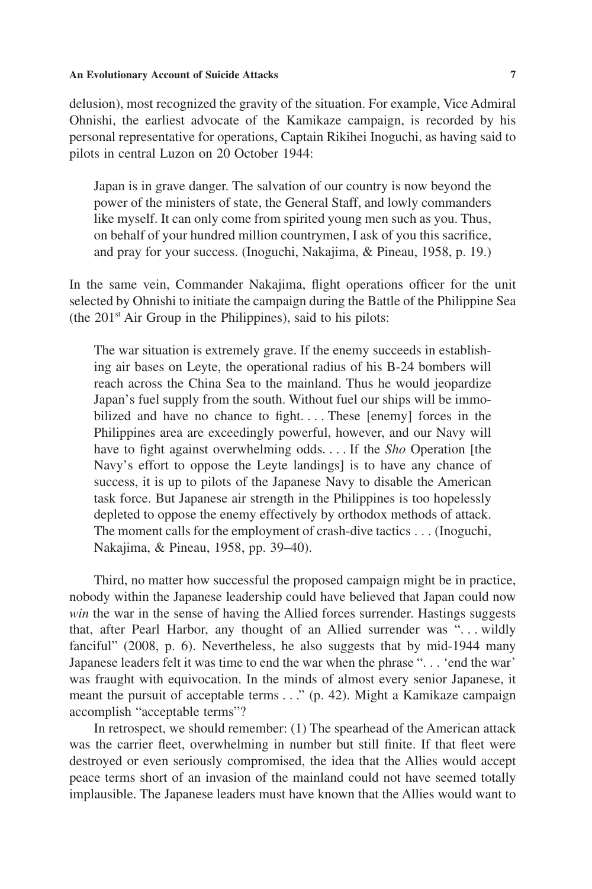delusion), most recognized the gravity of the situation. For example, Vice Admiral Ohnishi, the earliest advocate of the Kamikaze campaign, is recorded by his personal representative for operations, Captain Rikihei Inoguchi, as having said to pilots in central Luzon on 20 October 1944:

> Japan is in grave danger. The salvation of our country is now beyond the power of the ministers of state, the General Staff, and lowly commanders like myself. It can only come from spirited young men such as you. Thus, on behalf of your hundred million countrymen, I ask of you this sacrifice, and pray for your success. (Inoguchi, Nakajima, & Pineau, 1958, p. 19.)

In the same vein, Commander Nakajima, flight operations officer for the unit selected by Ohnishi to initiate the campaign during the Battle of the Philippine Sea (the 201st Air Group in the Philippines), said to his pilots:

> The war situation is extremely grave. If the enemy succeeds in establishing air bases on Leyte, the operational radius of his B-24 bombers will reach across the China Sea to the mainland. Thus he would jeopardize Japan's fuel supply from the south. Without fuel our ships will be immobilized and have no chance to fight. . . . These [enemy] forces in the Philippines area are exceedingly powerful, however, and our Navy will have to fight against overwhelming odds. . . . If the *Sho* Operation [the Navy's effort to oppose the Leyte landings] is to have any chance of success, it is up to pilots of the Japanese Navy to disable the American task force. But Japanese air strength in the Philippines is too hopelessly depleted to oppose the enemy effectively by orthodox methods of attack. The moment calls for the employment of crash-dive tactics . . . (Inoguchi, Nakajima, & Pineau, 1958, pp. 39–40).

Third, no matter how successful the proposed campaign might be in practice, nobody within the Japanese leadership could have believed that Japan could now *win* the war in the sense of having the Allied forces surrender. Hastings suggests that, after Pearl Harbor, any thought of an Allied surrender was ". . . wildly fanciful" (2008, p. 6). Nevertheless, he also suggests that by mid-1944 many Japanese leaders felt it was time to end the war when the phrase ". . . 'end the war' was fraught with equivocation. In the minds of almost every senior Japanese, it meant the pursuit of acceptable terms . . ." (p. 42). Might a Kamikaze campaign accomplish "acceptable terms"?

In retrospect, we should remember: (1) The spearhead of the American attack was the carrier fleet, overwhelming in number but still finite. If that fleet were destroyed or even seriously compromised, the idea that the Allies would accept peace terms short of an invasion of the mainland could not have seemed totally implausible. The Japanese leaders must have known that the Allies would want to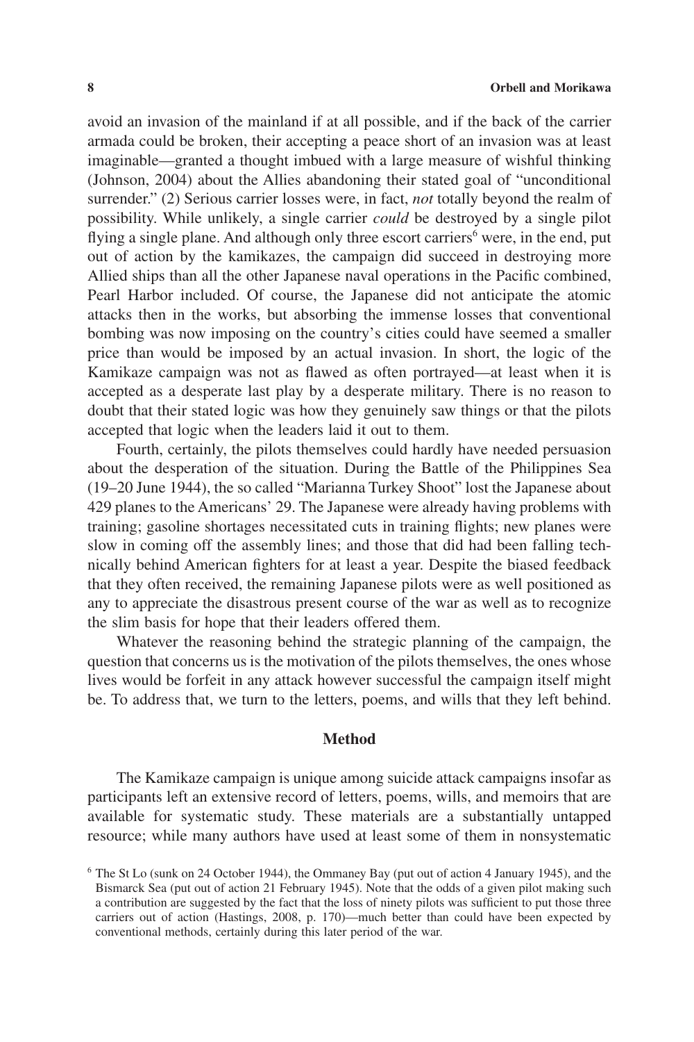avoid an invasion of the mainland if at all possible, and if the back of the carrier armada could be broken, their accepting a peace short of an invasion was at least imaginable—granted a thought imbued with a large measure of wishful thinking (Johnson, 2004) about the Allies abandoning their stated goal of "unconditional surrender." (2) Serious carrier losses were, in fact, *not* totally beyond the realm of possibility. While unlikely, a single carrier *could* be destroyed by a single pilot flying a single plane. And although only three escort carriers[6] were, in the end, put out of action by the kamikazes, the campaign did succeed in destroying more Allied ships than all the other Japanese naval operations in the Pacific combined, Pearl Harbor included. Of course, the Japanese did not anticipate the atomic attacks then in the works, but absorbing the immense losses that conventional bombing was now imposing on the country's cities could have seemed a smaller price than would be imposed by an actual invasion. In short, the logic of the Kamikaze campaign was not as flawed as often portrayed—at least when it is accepted as a desperate last play by a desperate military. There is no reason to doubt that their stated logic was how they genuinely saw things or that the pilots accepted that logic when the leaders laid it out to them.

Fourth, certainly, the pilots themselves could hardly have needed persuasion about the desperation of the situation. During the Battle of the Philippines Sea (19–20 June 1944), the so called "Marianna Turkey Shoot" lost the Japanese about 429 planes to the Americans' 29. The Japanese were already having problems with training; gasoline shortages necessitated cuts in training flights; new planes were slow in coming off the assembly lines; and those that did had been falling technically behind American fighters for at least a year. Despite the biased feedback that they often received, the remaining Japanese pilots were as well positioned as any to appreciate the disastrous present course of the war as well as to recognize the slim basis for hope that their leaders offered them.

Whatever the reasoning behind the strategic planning of the campaign, the question that concerns us is the motivation of the pilots themselves, the ones whose lives would be forfeit in any attack however successful the campaign itself might be. To address that, we turn to the letters, poems, and wills that they left behind.

## Method

The Kamikaze campaign is unique among suicide attack campaigns insofar as participants left an extensive record of letters, poems, wills, and memoirs that are available for systematic study. These materials are a substantially untapped resource; while many authors have used at least some of them in nonsystematic

[6] The St Lo (sunk on 24 October 1944), the Ommaney Bay (put out of action 4 January 1945), and the Bismarck Sea (put out of action 21 February 1945). Note that the odds of a given pilot making such a contribution are suggested by the fact that the loss of ninety pilots was sufficient to put those three carriers out of action (Hastings, 2008, p. 170)—much better than could have been expected by conventional methods, certainly during this later period of the war.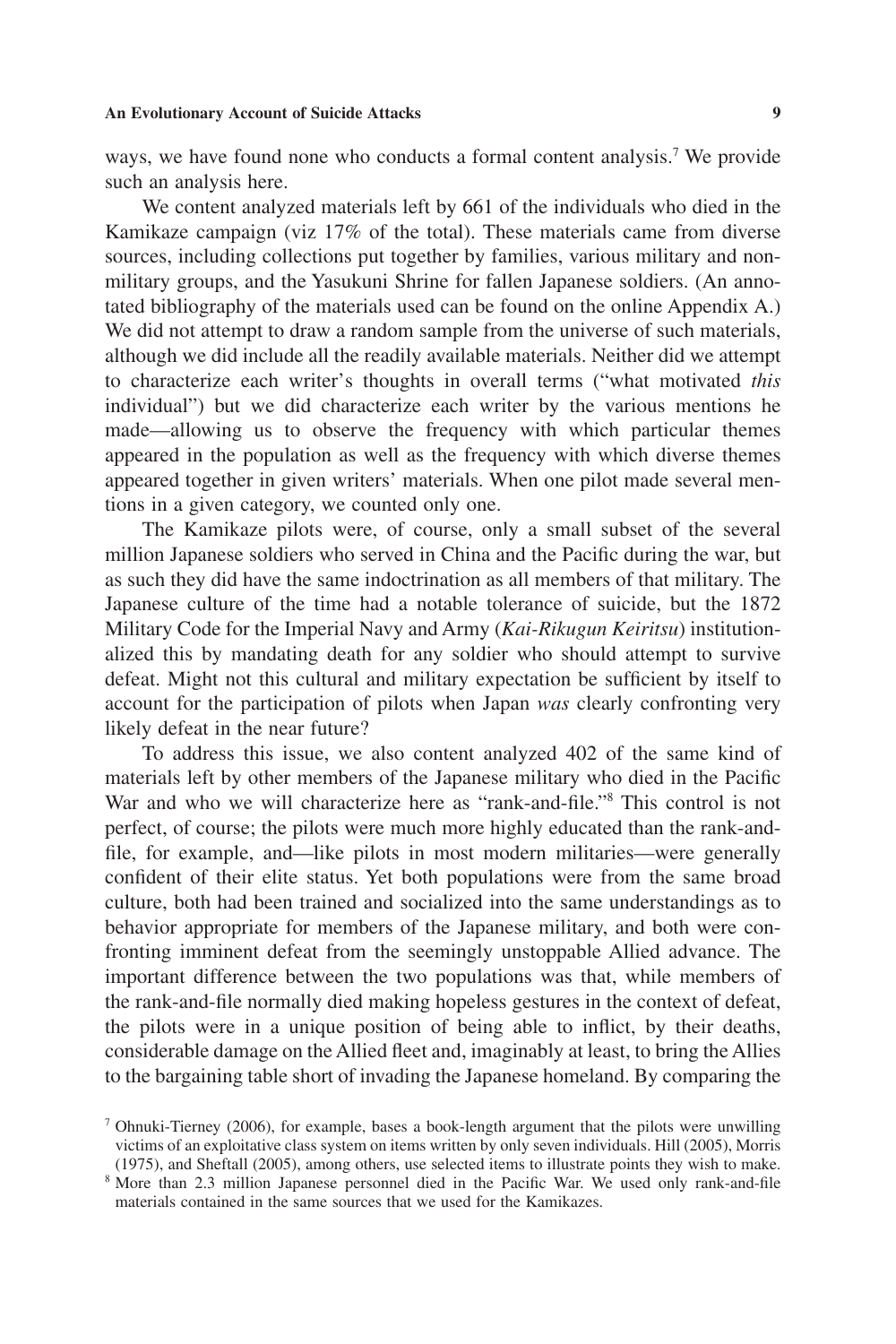ways, we have found none who conducts a formal content analysis.[7] We provide such an analysis here.

We content analyzed materials left by 661 of the individuals who died in the Kamikaze campaign (viz 17% of the total). These materials came from diverse sources, including collections put together by families, various military and non-military groups, and the Yasukuni Shrine for fallen Japanese soldiers. (An annotated bibliography of the materials used can be found on the online Appendix A.) We did not attempt to draw a random sample from the universe of such materials, although we did include all the readily available materials. Neither did we attempt to characterize each writer's thoughts in overall terms ("what motivated *this* individual") but we did characterize each writer by the various mentions he made—allowing us to observe the frequency with which particular themes appeared in the population as well as the frequency with which diverse themes appeared together in given writers' materials. When one pilot made several mentions in a given category, we counted only one.

The Kamikaze pilots were, of course, only a small subset of the several million Japanese soldiers who served in China and the Pacific during the war, but as such they did have the same indoctrination as all members of that military. The Japanese culture of the time had a notable tolerance of suicide, but the 1872 Military Code for the Imperial Navy and Army (*Kai-Rikugun Keiritsu*) institutionalized this by mandating death for any soldier who should attempt to survive defeat. Might not this cultural and military expectation be sufficient by itself to account for the participation of pilots when Japan *was* clearly confronting very likely defeat in the near future?

To address this issue, we also content analyzed 402 of the same kind of materials left by other members of the Japanese military who died in the Pacific War and who we will characterize here as "rank-and-file."[8] This control is not perfect, of course; the pilots were much more highly educated than the rank-and-file, for example, and—like pilots in most modern militaries—were generally confident of their elite status. Yet both populations were from the same broad culture, both had been trained and socialized into the same understandings as to behavior appropriate for members of the Japanese military, and both were confronting imminent defeat from the seemingly unstoppable Allied advance. The important difference between the two populations was that, while members of the rank-and-file normally died making hopeless gestures in the context of defeat, the pilots were in a unique position of being able to inflict, by their deaths, considerable damage on the Allied fleet and, imaginably at least, to bring the Allies to the bargaining table short of invading the Japanese homeland. By comparing the

[7] Ohnuki-Tierney (2006), for example, bases a book-length argument that the pilots were unwilling victims of an exploitative class system on items written by only seven individuals. Hill (2005), Morris (1975), and Sheftall (2005), among others, use selected items to illustrate points they wish to make.

[8] More than 2.3 million Japanese personnel died in the Pacific War. We used only rank-and-file materials contained in the same sources that we used for the Kamikazes.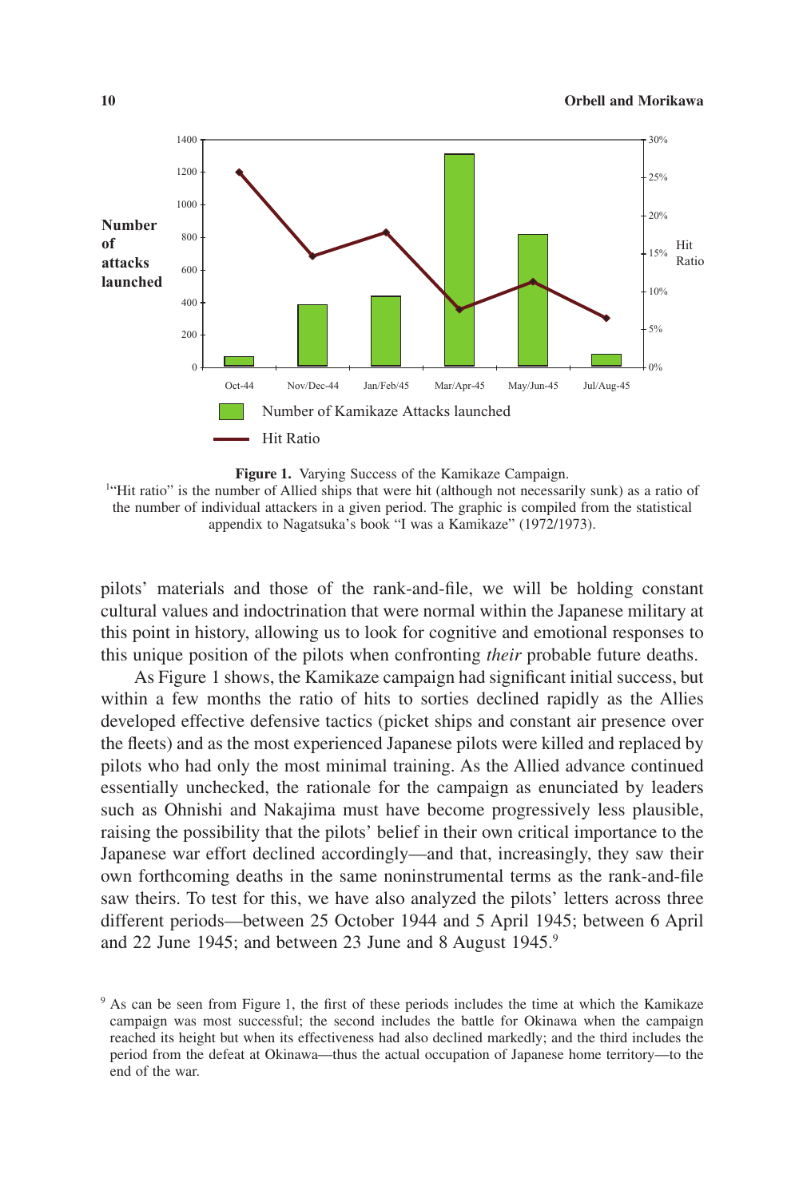**Figure 1.** Varying Success of the Kamikaze Campaign.
[1]"Hit ratio" is the number of Allied ships that were hit (although not necessarily sunk) as a ratio of the number of individual attackers in a given period. The graphic is compiled from the statistical appendix to Nagatsuka's book "I was a Kamikaze" (1972/1973).

pilots' materials and those of the rank-and-file, we will be holding constant cultural values and indoctrination that were normal within the Japanese military at this point in history, allowing us to look for cognitive and emotional responses to this unique position of the pilots when confronting *their* probable future deaths.

As Figure 1 shows, the Kamikaze campaign had significant initial success, but within a few months the ratio of hits to sorties declined rapidly as the Allies developed effective defensive tactics (picket ships and constant air presence over the fleets) and as the most experienced Japanese pilots were killed and replaced by pilots who had only the most minimal training. As the Allied advance continued essentially unchecked, the rationale for the campaign as enunciated by leaders such as Ohnishi and Nakajima must have become progressively less plausible, raising the possibility that the pilots' belief in their own critical importance to the Japanese war effort declined accordingly—and that, increasingly, they saw their own forthcoming deaths in the same noninstrumental terms as the rank-and-file saw theirs. To test for this, we have also analyzed the pilots' letters across three different periods—between 25 October 1944 and 5 April 1945; between 6 April and 22 June 1945; and between 23 June and 8 August 1945.[9]

[9] As can be seen from Figure 1, the first of these periods includes the time at which the Kamikaze campaign was most successful; the second includes the battle for Okinawa when the campaign reached its height but when its effectiveness had also declined markedly; and the third includes the period from the defeat at Okinawa—thus the actual occupation of Japanese home territory—to the end of the war.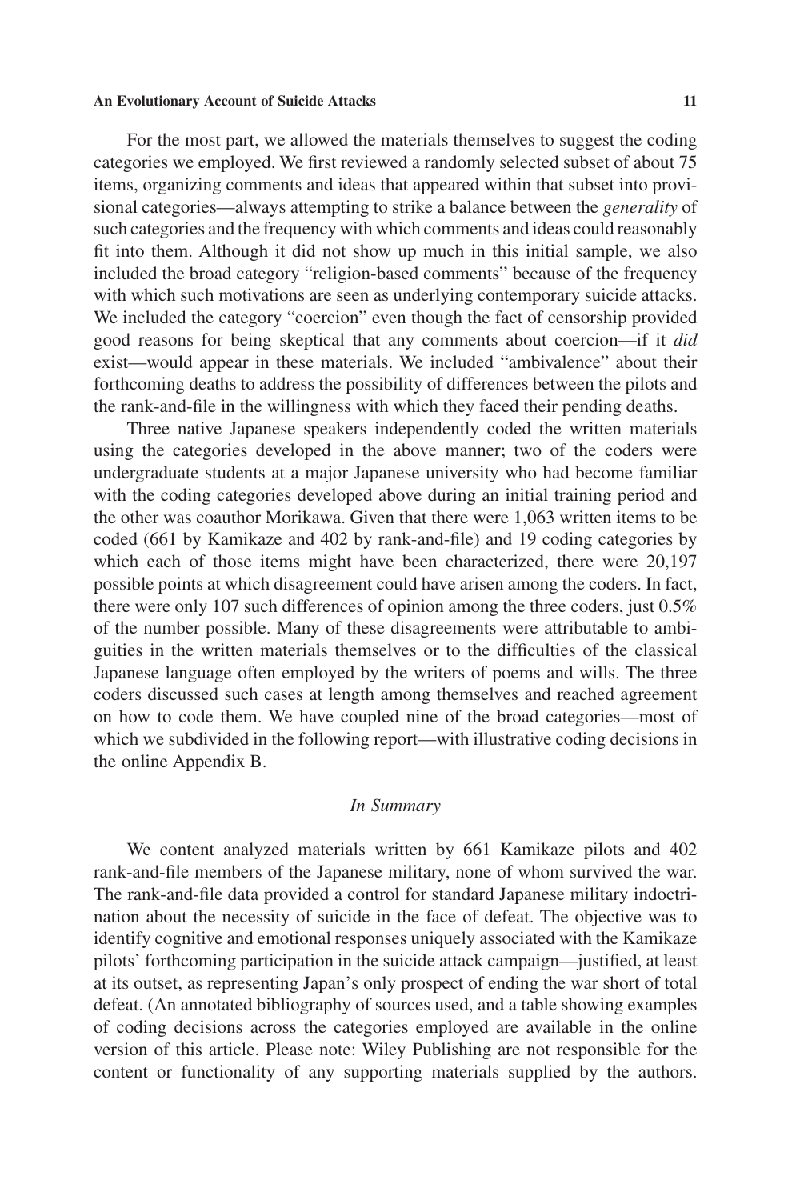For the most part, we allowed the materials themselves to suggest the coding categories we employed. We first reviewed a randomly selected subset of about 75 items, organizing comments and ideas that appeared within that subset into provisional categories—always attempting to strike a balance between the *generality* of such categories and the frequency with which comments and ideas could reasonably fit into them. Although it did not show up much in this initial sample, we also included the broad category "religion-based comments" because of the frequency with which such motivations are seen as underlying contemporary suicide attacks. We included the category "coercion" even though the fact of censorship provided good reasons for being skeptical that any comments about coercion—if it *did* exist—would appear in these materials. We included "ambivalence" about their forthcoming deaths to address the possibility of differences between the pilots and the rank-and-file in the willingness with which they faced their pending deaths.

Three native Japanese speakers independently coded the written materials using the categories developed in the above manner; two of the coders were undergraduate students at a major Japanese university who had become familiar with the coding categories developed above during an initial training period and the other was coauthor Morikawa. Given that there were 1,063 written items to be coded (661 by Kamikaze and 402 by rank-and-file) and 19 coding categories by which each of those items might have been characterized, there were 20,197 possible points at which disagreement could have arisen among the coders. In fact, there were only 107 such differences of opinion among the three coders, just 0.5% of the number possible. Many of these disagreements were attributable to ambiguities in the written materials themselves or to the difficulties of the classical Japanese language often employed by the writers of poems and wills. The three coders discussed such cases at length among themselves and reached agreement on how to code them. We have coupled nine of the broad categories—most of which we subdivided in the following report—with illustrative coding decisions in the online Appendix B.

### *In Summary*

We content analyzed materials written by 661 Kamikaze pilots and 402 rank-and-file members of the Japanese military, none of whom survived the war. The rank-and-file data provided a control for standard Japanese military indoctrination about the necessity of suicide in the face of defeat. The objective was to identify cognitive and emotional responses uniquely associated with the Kamikaze pilots' forthcoming participation in the suicide attack campaign—justified, at least at its outset, as representing Japan's only prospect of ending the war short of total defeat. (An annotated bibliography of sources used, and a table showing examples of coding decisions across the categories employed are available in the online version of this article. Please note: Wiley Publishing are not responsible for the content or functionality of any supporting materials supplied by the authors.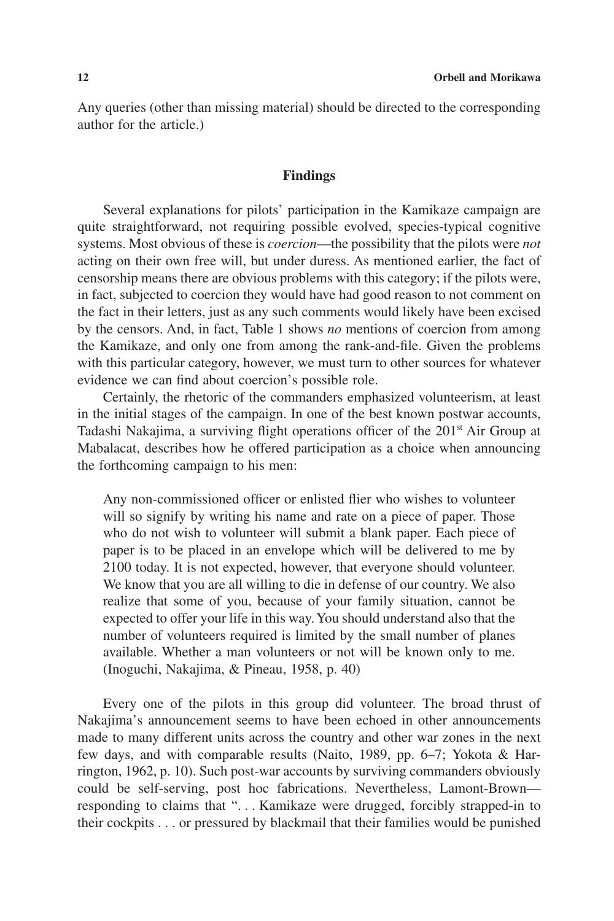Any queries (other than missing material) should be directed to the corresponding author for the article.)

## Findings

Several explanations for pilots' participation in the Kamikaze campaign are quite straightforward, not requiring possible evolved, species-typical cognitive systems. Most obvious of these is *coercion*—the possibility that the pilots were *not* acting on their own free will, but under duress. As mentioned earlier, the fact of censorship means there are obvious problems with this category; if the pilots were, in fact, subjected to coercion they would have had good reason to not comment on the fact in their letters, just as any such comments would likely have been excised by the censors. And, in fact, Table 1 shows *no* mentions of coercion from among the Kamikaze, and only one from among the rank-and-file. Given the problems with this particular category, however, we must turn to other sources for whatever evidence we can find about coercion's possible role.

Certainly, the rhetoric of the commanders emphasized volunteerism, at least in the initial stages of the campaign. In one of the best known postwar accounts, Tadashi Nakajima, a surviving flight operations officer of the 201st Air Group at Mabalacat, describes how he offered participation as a choice when announcing the forthcoming campaign to his men:

> Any non-commissioned officer or enlisted flier who wishes to volunteer will so signify by writing his name and rate on a piece of paper. Those who do not wish to volunteer will submit a blank paper. Each piece of paper is to be placed in an envelope which will be delivered to me by 2100 today. It is not expected, however, that everyone should volunteer. We know that you are all willing to die in defense of our country. We also realize that some of you, because of your family situation, cannot be expected to offer your life in this way. You should understand also that the number of volunteers required is limited by the small number of planes available. Whether a man volunteers or not will be known only to me. (Inoguchi, Nakajima, & Pineau, 1958, p. 40)

Every one of the pilots in this group did volunteer. The broad thrust of Nakajima's announcement seems to have been echoed in other announcements made to many different units across the country and other war zones in the next few days, and with comparable results (Naito, 1989, pp. 6–7; Yokota & Harrington, 1962, p. 10). Such post-war accounts by surviving commanders obviously could be self-serving, post hoc fabrications. Nevertheless, Lamont-Brown—responding to claims that ". . . Kamikaze were drugged, forcibly strapped-in to their cockpits . . . or pressured by blackmail that their families would be punished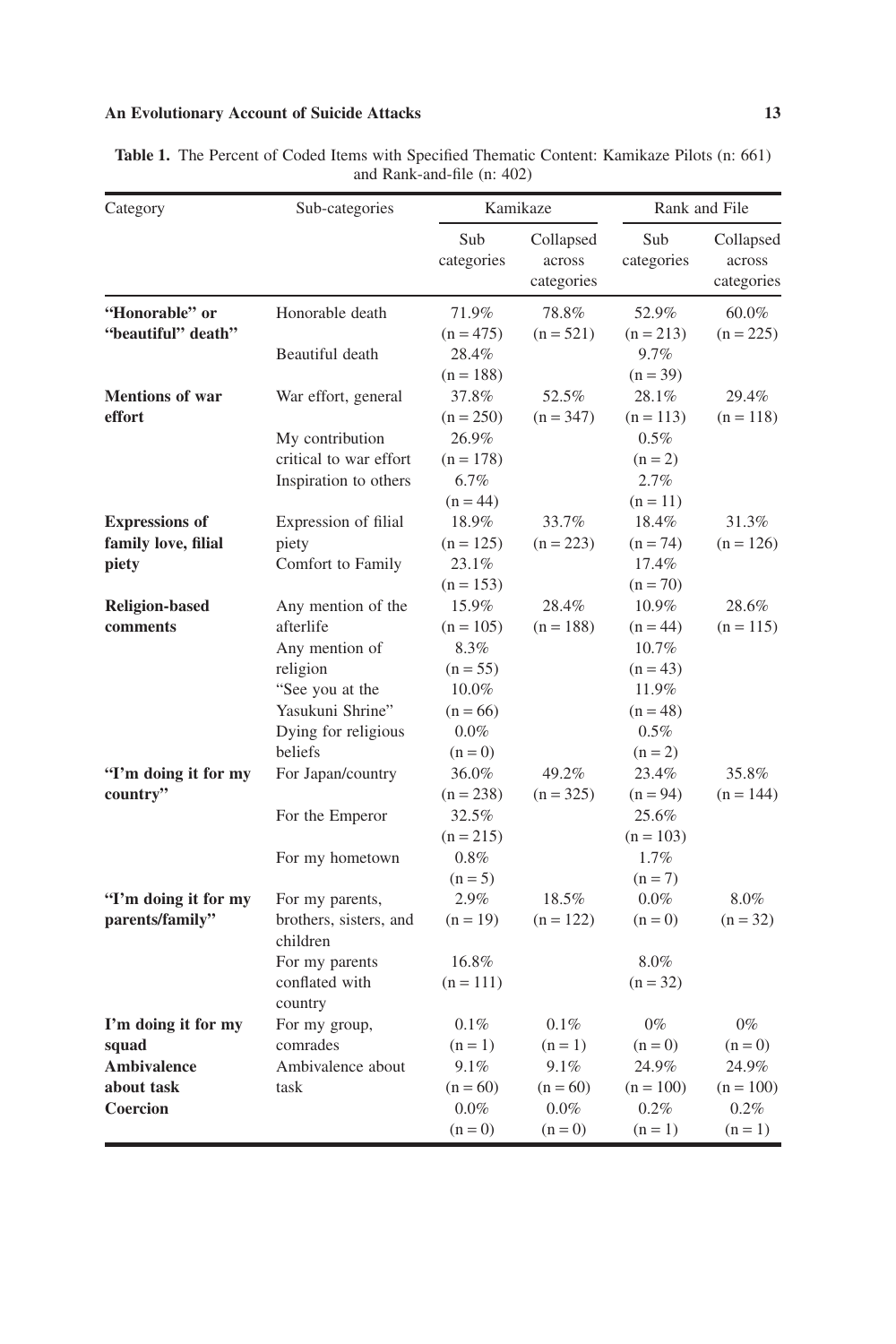**Table 1.** The Percent of Coded Items with Specified Thematic Content: Kamikaze Pilots (n: 661) and Rank-and-file (n: 402)

| Category | Sub-categories | Kamikaze | | Rank and File | |
|---|---|---|---|---|---|
| | | Sub categories | Collapsed across categories | Sub categories | Collapsed across categories |
| **"Honorable" or "beautiful" death"** | Honorable death | 71.9% (n = 475) | 78.8% (n = 521) | 52.9% (n = 213) | 60.0% (n = 225) |
| | Beautiful death | 28.4% (n = 188) | | 9.7% (n = 39) | |
| **Mentions of war effort** | War effort, general | 37.8% (n = 250) | 52.5% (n = 347) | 28.1% (n = 113) | 29.4% (n = 118) |
| | My contribution critical to war effort | 26.9% (n = 178) | | 0.5% (n = 2) | |
| | Inspiration to others | 6.7% (n = 44) | | 2.7% (n = 11) | |
| **Expressions of family love, filial piety** | Expression of filial piety | 18.9% (n = 125) | 33.7% (n = 223) | 18.4% (n = 74) | 31.3% (n = 126) |
| | Comfort to Family | 23.1% (n = 153) | | 17.4% (n = 70) | |
| **Religion-based comments** | Any mention of the afterlife | 15.9% (n = 105) | 28.4% (n = 188) | 10.9% (n = 44) | 28.6% (n = 115) |
| | Any mention of religion | 8.3% (n = 55) | | 10.7% (n = 43) | |
| | "See you at the Yasukuni Shrine" | 10.0% (n = 66) | | 11.9% (n = 48) | |
| | Dying for religious beliefs | 0.0% (n = 0) | | 0.5% (n = 2) | |
| **"I'm doing it for my country"** | For Japan/country | 36.0% (n = 238) | 49.2% (n = 325) | 23.4% (n = 94) | 35.8% (n = 144) |
| | For the Emperor | 32.5% (n = 215) | | 25.6% (n = 103) | |
| | For my hometown | 0.8% (n = 5) | | 1.7% (n = 7) | |
| **"I'm doing it for my parents/family"** | For my parents, brothers, sisters, and children | 2.9% (n = 19) | 18.5% (n = 122) | 0.0% (n = 0) | 8.0% (n = 32) |
| | For my parents conflated with country | 16.8% (n = 111) | | 8.0% (n = 32) | |
| **I'm doing it for my squad** | For my group, comrades | 0.1% (n = 1) | 0.1% (n = 1) | 0% (n = 0) | 0% (n = 0) |
| **Ambivalence about task** | Ambivalence about task | 9.1% (n = 60) | 9.1% (n = 60) | 24.9% (n = 100) | 24.9% (n = 100) |
| **Coercion** | | 0.0% (n = 0) | 0.0% (n = 0) | 0.2% (n = 1) | 0.2% (n = 1) |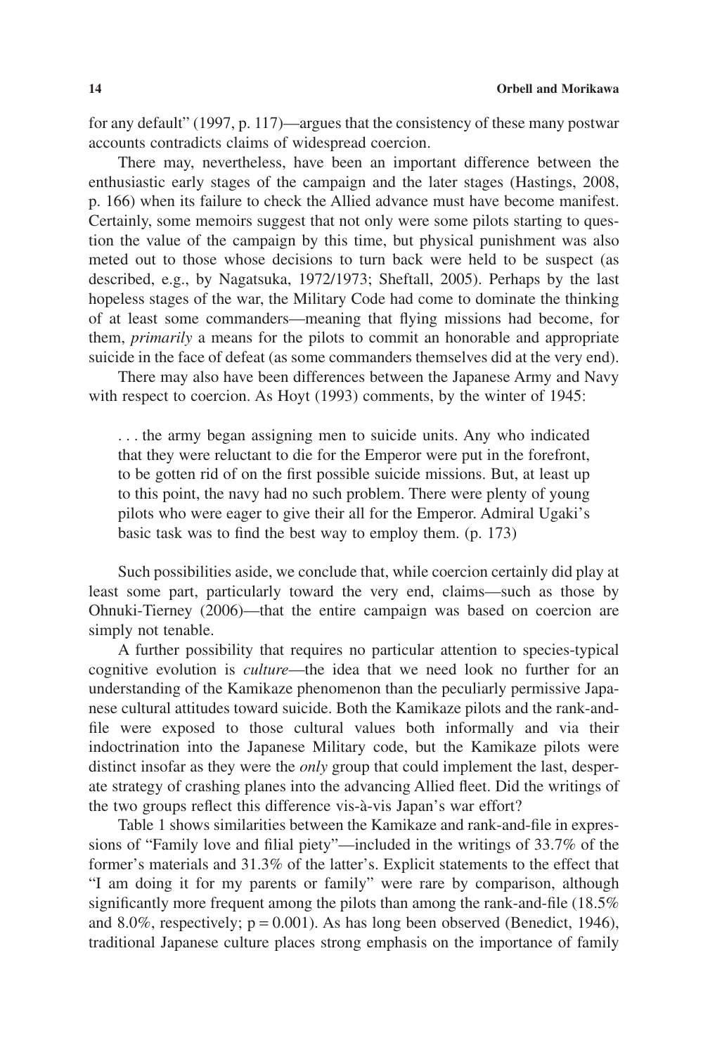for any default" (1997, p. 117)—argues that the consistency of these many postwar accounts contradicts claims of widespread coercion.

There may, nevertheless, have been an important difference between the enthusiastic early stages of the campaign and the later stages (Hastings, 2008, p. 166) when its failure to check the Allied advance must have become manifest. Certainly, some memoirs suggest that not only were some pilots starting to question the value of the campaign by this time, but physical punishment was also meted out to those whose decisions to turn back were held to be suspect (as described, e.g., by Nagatsuka, 1972/1973; Sheftall, 2005). Perhaps by the last hopeless stages of the war, the Military Code had come to dominate the thinking of at least some commanders—meaning that flying missions had become, for them, *primarily* a means for the pilots to commit an honorable and appropriate suicide in the face of defeat (as some commanders themselves did at the very end).

There may also have been differences between the Japanese Army and Navy with respect to coercion. As Hoyt (1993) comments, by the winter of 1945:

> . . . the army began assigning men to suicide units. Any who indicated that they were reluctant to die for the Emperor were put in the forefront, to be gotten rid of on the first possible suicide missions. But, at least up to this point, the navy had no such problem. There were plenty of young pilots who were eager to give their all for the Emperor. Admiral Ugaki's basic task was to find the best way to employ them. (p. 173)

Such possibilities aside, we conclude that, while coercion certainly did play at least some part, particularly toward the very end, claims—such as those by Ohnuki-Tierney (2006)—that the entire campaign was based on coercion are simply not tenable.

A further possibility that requires no particular attention to species-typical cognitive evolution is *culture*—the idea that we need look no further for an understanding of the Kamikaze phenomenon than the peculiarly permissive Japanese cultural attitudes toward suicide. Both the Kamikaze pilots and the rank-and-file were exposed to those cultural values both informally and via their indoctrination into the Japanese Military code, but the Kamikaze pilots were distinct insofar as they were the *only* group that could implement the last, desperate strategy of crashing planes into the advancing Allied fleet. Did the writings of the two groups reflect this difference vis-à-vis Japan's war effort?

Table 1 shows similarities between the Kamikaze and rank-and-file in expressions of "Family love and filial piety"—included in the writings of 33.7% of the former's materials and 31.3% of the latter's. Explicit statements to the effect that "I am doing it for my parents or family" were rare by comparison, although significantly more frequent among the pilots than among the rank-and-file (18.5% and 8.0%, respectively; $p = 0.001$). As has long been observed (Benedict, 1946), traditional Japanese culture places strong emphasis on the importance of family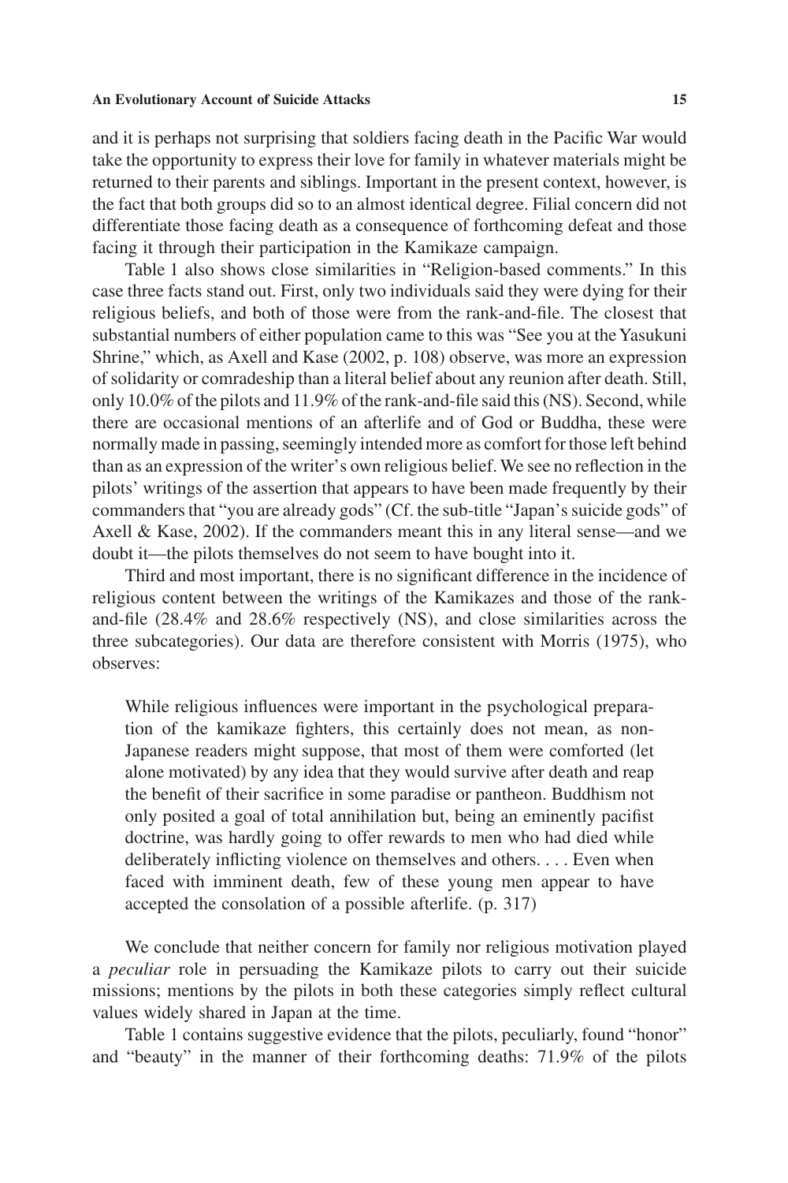and it is perhaps not surprising that soldiers facing death in the Pacific War would take the opportunity to express their love for family in whatever materials might be returned to their parents and siblings. Important in the present context, however, is the fact that both groups did so to an almost identical degree. Filial concern did not differentiate those facing death as a consequence of forthcoming defeat and those facing it through their participation in the Kamikaze campaign.

Table 1 also shows close similarities in "Religion-based comments." In this case three facts stand out. First, only two individuals said they were dying for their religious beliefs, and both of those were from the rank-and-file. The closest that substantial numbers of either population came to this was "See you at the Yasukuni Shrine," which, as Axell and Kase (2002, p. 108) observe, was more an expression of solidarity or comradeship than a literal belief about any reunion after death. Still, only 10.0% of the pilots and 11.9% of the rank-and-file said this (NS). Second, while there are occasional mentions of an afterlife and of God or Buddha, these were normally made in passing, seemingly intended more as comfort for those left behind than as an expression of the writer's own religious belief. We see no reflection in the pilots' writings of the assertion that appears to have been made frequently by their commanders that "you are already gods" (Cf. the sub-title "Japan's suicide gods" of Axell & Kase, 2002). If the commanders meant this in any literal sense—and we doubt it—the pilots themselves do not seem to have bought into it.

Third and most important, there is no significant difference in the incidence of religious content between the writings of the Kamikazes and those of the rank-and-file (28.4% and 28.6% respectively (NS), and close similarities across the three subcategories). Our data are therefore consistent with Morris (1975), who observes:

> While religious influences were important in the psychological preparation of the kamikaze fighters, this certainly does not mean, as non-Japanese readers might suppose, that most of them were comforted (let alone motivated) by any idea that they would survive after death and reap the benefit of their sacrifice in some paradise or pantheon. Buddhism not only posited a goal of total annihilation but, being an eminently pacifist doctrine, was hardly going to offer rewards to men who had died while deliberately inflicting violence on themselves and others. . . . Even when faced with imminent death, few of these young men appear to have accepted the consolation of a possible afterlife. (p. 317)

We conclude that neither concern for family nor religious motivation played a *peculiar* role in persuading the Kamikaze pilots to carry out their suicide missions; mentions by the pilots in both these categories simply reflect cultural values widely shared in Japan at the time.

Table 1 contains suggestive evidence that the pilots, peculiarly, found "honor" and "beauty" in the manner of their forthcoming deaths: 71.9% of the pilots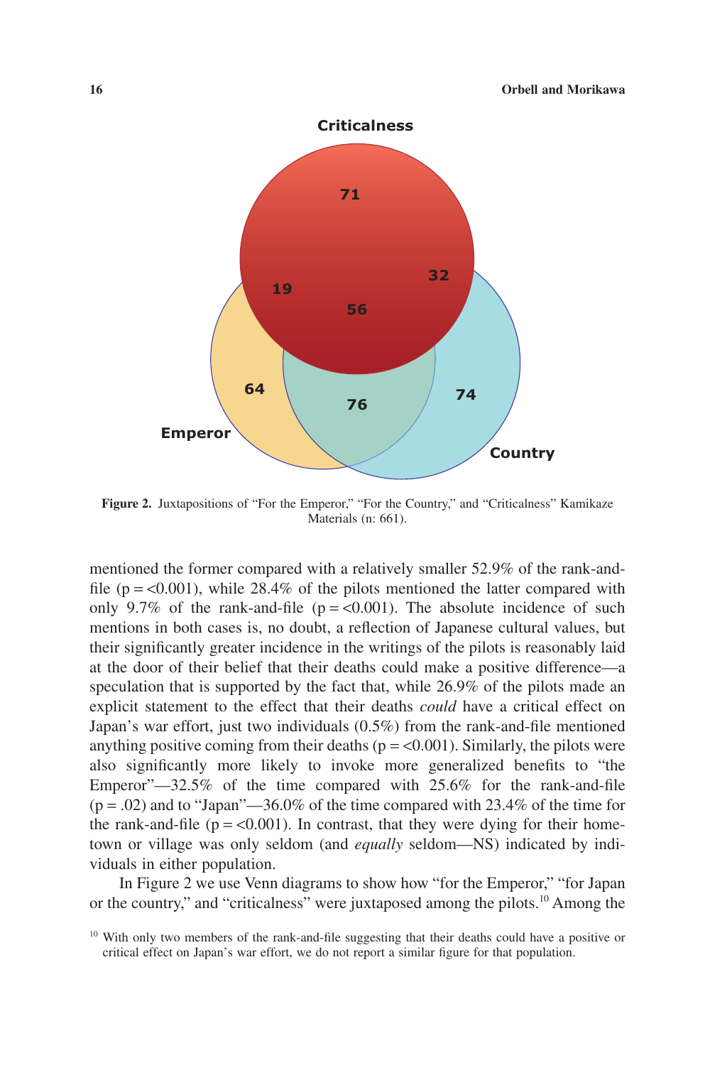Criticalness

71

19 32

56

64 76 74

Emperor Country

**Figure 2.** Juxtapositions of "For the Emperor," "For the Country," and "Criticalness" Kamikaze Materials (n: 661).

mentioned the former compared with a relatively smaller 52.9% of the rank-and-file ($p = <0.001$), while 28.4% of the pilots mentioned the latter compared with only 9.7% of the rank-and-file ($p = <0.001$). The absolute incidence of such mentions in both cases is, no doubt, a reflection of Japanese cultural values, but their significantly greater incidence in the writings of the pilots is reasonably laid at the door of their belief that their deaths could make a positive difference—a speculation that is supported by the fact that, while 26.9% of the pilots made an explicit statement to the effect that their deaths *could* have a critical effect on Japan's war effort, just two individuals (0.5%) from the rank-and-file mentioned anything positive coming from their deaths ($p = <0.001$). Similarly, the pilots were also significantly more likely to invoke more generalized benefits to "the Emperor"—32.5% of the time compared with 25.6% for the rank-and-file ($p = .02$) and to "Japan"—36.0% of the time compared with 23.4% of the time for the rank-and-file ($p = <0.001$). In contrast, that they were dying for their hometown or village was only seldom (and *equally* seldom—NS) indicated by individuals in either population.

In Figure 2 we use Venn diagrams to show how "for the Emperor," "for Japan or the country," and "criticalness" were juxtaposed among the pilots.[10] Among the

[10] With only two members of the rank-and-file suggesting that their deaths could have a positive or critical effect on Japan's war effort, we do not report a similar figure for that population.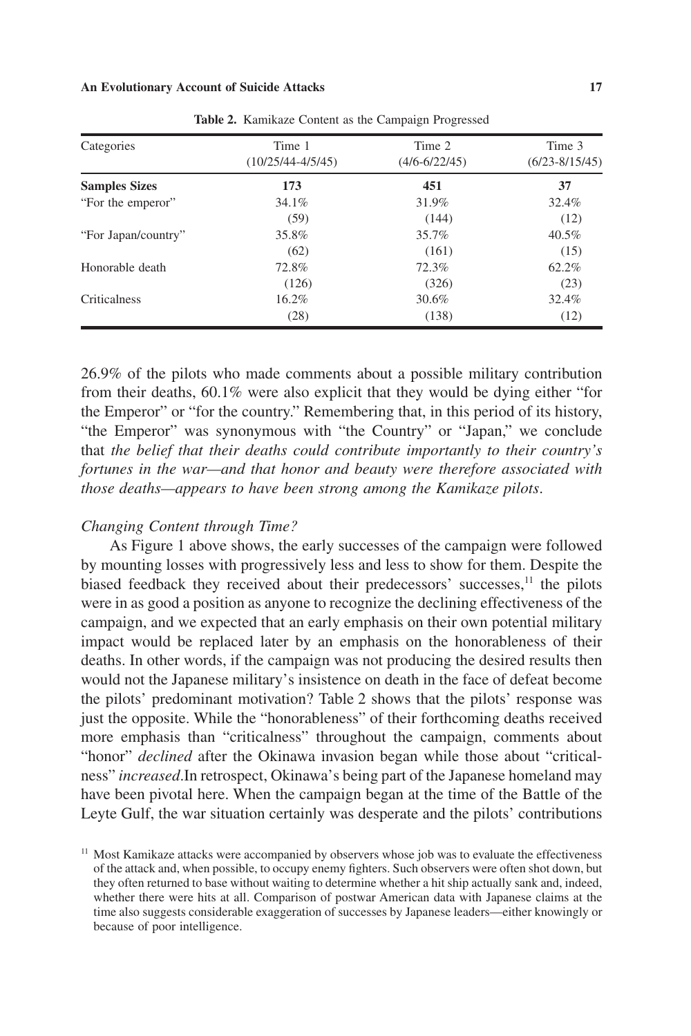Table 2. Kamikaze Content as the Campaign Progressed

| Categories | Time 1 (10/25/44-4/5/45) | Time 2 (4/6-6/22/45) | Time 3 (6/23-8/15/45) |
|---|---|---|---|
| **Samples Sizes** | **173** | **451** | **37** |
| "For the emperor" | 34.1% | 31.9% | 32.4% |
| | (59) | (144) | (12) |
| "For Japan/country" | 35.8% | 35.7% | 40.5% |
| | (62) | (161) | (15) |
| Honorable death | 72.8% | 72.3% | 62.2% |
| | (126) | (326) | (23) |
| Criticalness | 16.2% | 30.6% | 32.4% |
| | (28) | (138) | (12) |

26.9% of the pilots who made comments about a possible military contribution from their deaths, 60.1% were also explicit that they would be dying either "for the Emperor" or "for the country." Remembering that, in this period of its history, "the Emperor" was synonymous with "the Country" or "Japan," we conclude that *the belief that their deaths could contribute importantly to their country's fortunes in the war—and that honor and beauty were therefore associated with those deaths—appears to have been strong among the Kamikaze pilots*.

*Changing Content through Time?*

As Figure 1 above shows, the early successes of the campaign were followed by mounting losses with progressively less and less to show for them. Despite the biased feedback they received about their predecessors' successes,[11] the pilots were in as good a position as anyone to recognize the declining effectiveness of the campaign, and we expected that an early emphasis on their own potential military impact would be replaced later by an emphasis on the honorableness of their deaths. In other words, if the campaign was not producing the desired results then would not the Japanese military's insistence on death in the face of defeat become the pilots' predominant motivation? Table 2 shows that the pilots' response was just the opposite. While the "honorableness" of their forthcoming deaths received more emphasis than "criticalness" throughout the campaign, comments about "honor" *declined* after the Okinawa invasion began while those about "criticalness" *increased*.In retrospect, Okinawa's being part of the Japanese homeland may have been pivotal here. When the campaign began at the time of the Battle of the Leyte Gulf, the war situation certainly was desperate and the pilots' contributions

[11] Most Kamikaze attacks were accompanied by observers whose job was to evaluate the effectiveness of the attack and, when possible, to occupy enemy fighters. Such observers were often shot down, but they often returned to base without waiting to determine whether a hit ship actually sank and, indeed, whether there were hits at all. Comparison of postwar American data with Japanese claims at the time also suggests considerable exaggeration of successes by Japanese leaders—either knowingly or because of poor intelligence.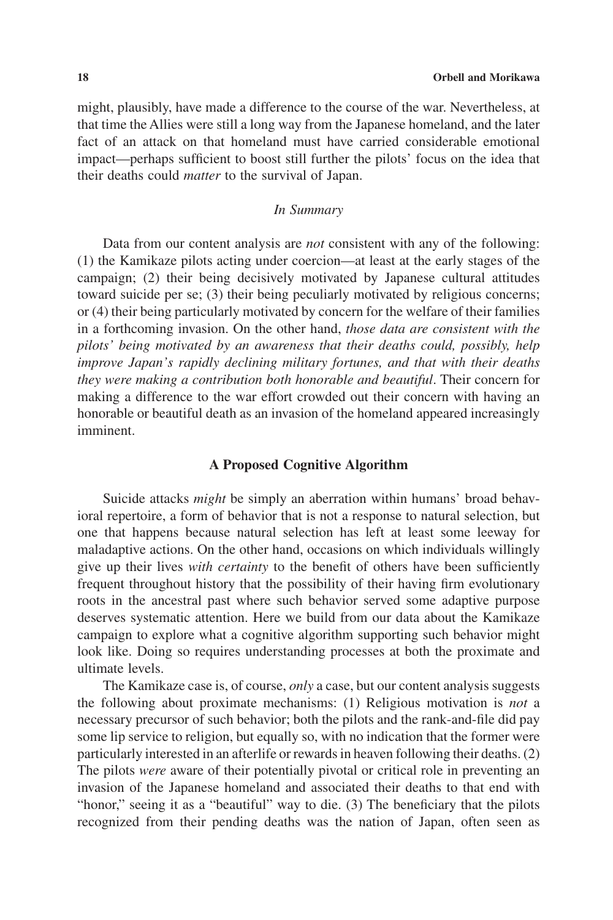might, plausibly, have made a difference to the course of the war. Nevertheless, at that time the Allies were still a long way from the Japanese homeland, and the later fact of an attack on that homeland must have carried considerable emotional impact—perhaps sufficient to boost still further the pilots' focus on the idea that their deaths could *matter* to the survival of Japan.

### *In Summary*

Data from our content analysis are *not* consistent with any of the following: (1) the Kamikaze pilots acting under coercion—at least at the early stages of the campaign; (2) their being decisively motivated by Japanese cultural attitudes toward suicide per se; (3) their being peculiarly motivated by religious concerns; or (4) their being particularly motivated by concern for the welfare of their families in a forthcoming invasion. On the other hand, *those data are consistent with the pilots' being motivated by an awareness that their deaths could, possibly, help improve Japan's rapidly declining military fortunes, and that with their deaths they were making a contribution both honorable and beautiful*. Their concern for making a difference to the war effort crowded out their concern with having an honorable or beautiful death as an invasion of the homeland appeared increasingly imminent.

## A Proposed Cognitive Algorithm

Suicide attacks *might* be simply an aberration within humans' broad behavioral repertoire, a form of behavior that is not a response to natural selection, but one that happens because natural selection has left at least some leeway for maladaptive actions. On the other hand, occasions on which individuals willingly give up their lives *with certainty* to the benefit of others have been sufficiently frequent throughout history that the possibility of their having firm evolutionary roots in the ancestral past where such behavior served some adaptive purpose deserves systematic attention. Here we build from our data about the Kamikaze campaign to explore what a cognitive algorithm supporting such behavior might look like. Doing so requires understanding processes at both the proximate and ultimate levels.

The Kamikaze case is, of course, *only* a case, but our content analysis suggests the following about proximate mechanisms: (1) Religious motivation is *not* a necessary precursor of such behavior; both the pilots and the rank-and-file did pay some lip service to religion, but equally so, with no indication that the former were particularly interested in an afterlife or rewards in heaven following their deaths. (2) The pilots *were* aware of their potentially pivotal or critical role in preventing an invasion of the Japanese homeland and associated their deaths to that end with "honor," seeing it as a "beautiful" way to die. (3) The beneficiary that the pilots recognized from their pending deaths was the nation of Japan, often seen as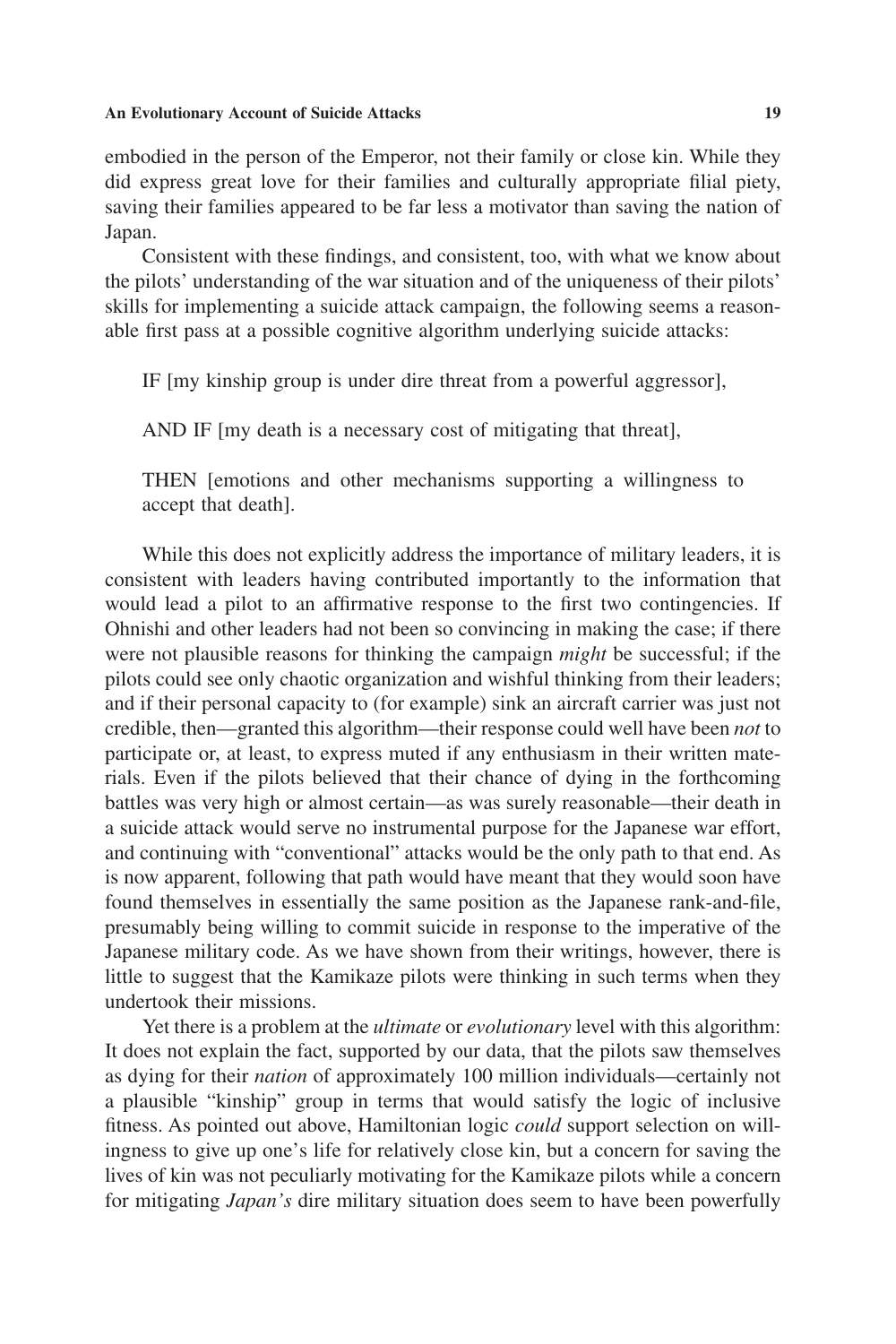embodied in the person of the Emperor, not their family or close kin. While they did express great love for their families and culturally appropriate filial piety, saving their families appeared to be far less a motivator than saving the nation of Japan.

Consistent with these findings, and consistent, too, with what we know about the pilots' understanding of the war situation and of the uniqueness of their pilots' skills for implementing a suicide attack campaign, the following seems a reasonable first pass at a possible cognitive algorithm underlying suicide attacks:

> IF [my kinship group is under dire threat from a powerful aggressor],
>
> AND IF [my death is a necessary cost of mitigating that threat],
>
> THEN [emotions and other mechanisms supporting a willingness to accept that death].

While this does not explicitly address the importance of military leaders, it is consistent with leaders having contributed importantly to the information that would lead a pilot to an affirmative response to the first two contingencies. If Ohnishi and other leaders had not been so convincing in making the case; if there were not plausible reasons for thinking the campaign *might* be successful; if the pilots could see only chaotic organization and wishful thinking from their leaders; and if their personal capacity to (for example) sink an aircraft carrier was just not credible, then—granted this algorithm—their response could well have been *not* to participate or, at least, to express muted if any enthusiasm in their written materials. Even if the pilots believed that their chance of dying in the forthcoming battles was very high or almost certain—as was surely reasonable—their death in a suicide attack would serve no instrumental purpose for the Japanese war effort, and continuing with "conventional" attacks would be the only path to that end. As is now apparent, following that path would have meant that they would soon have found themselves in essentially the same position as the Japanese rank-and-file, presumably being willing to commit suicide in response to the imperative of the Japanese military code. As we have shown from their writings, however, there is little to suggest that the Kamikaze pilots were thinking in such terms when they undertook their missions.

Yet there is a problem at the *ultimate* or *evolutionary* level with this algorithm: It does not explain the fact, supported by our data, that the pilots saw themselves as dying for their *nation* of approximately 100 million individuals—certainly not a plausible "kinship" group in terms that would satisfy the logic of inclusive fitness. As pointed out above, Hamiltonian logic *could* support selection on willingness to give up one's life for relatively close kin, but a concern for saving the lives of kin was not peculiarly motivating for the Kamikaze pilots while a concern for mitigating *Japan's* dire military situation does seem to have been powerfully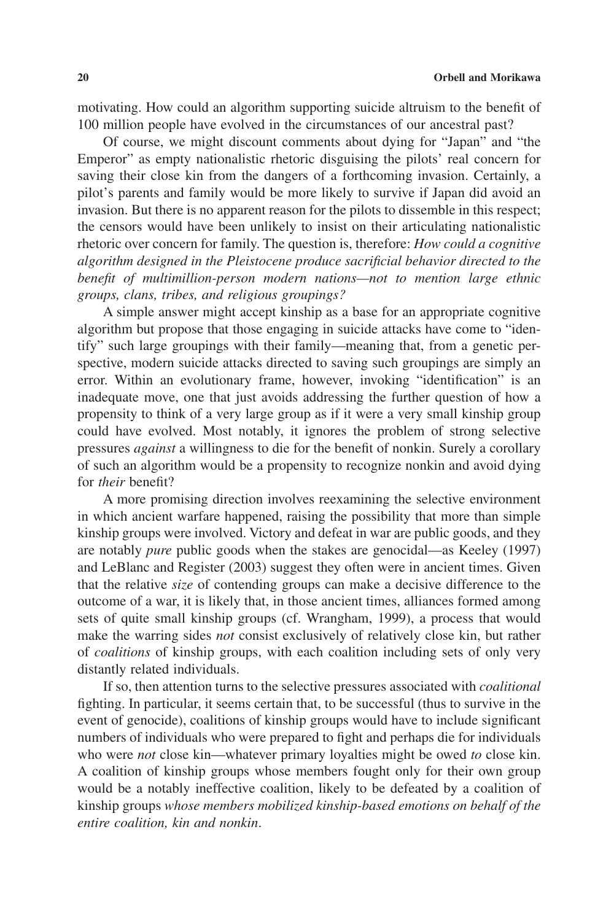motivating. How could an algorithm supporting suicide altruism to the benefit of 100 million people have evolved in the circumstances of our ancestral past?

Of course, we might discount comments about dying for "Japan" and "the Emperor" as empty nationalistic rhetoric disguising the pilots' real concern for saving their close kin from the dangers of a forthcoming invasion. Certainly, a pilot's parents and family would be more likely to survive if Japan did avoid an invasion. But there is no apparent reason for the pilots to dissemble in this respect; the censors would have been unlikely to insist on their articulating nationalistic rhetoric over concern for family. The question is, therefore: *How could a cognitive algorithm designed in the Pleistocene produce sacrificial behavior directed to the benefit of multimillion-person modern nations—not to mention large ethnic groups, clans, tribes, and religious groupings?*

A simple answer might accept kinship as a base for an appropriate cognitive algorithm but propose that those engaging in suicide attacks have come to "identify" such large groupings with their family—meaning that, from a genetic perspective, modern suicide attacks directed to saving such groupings are simply an error. Within an evolutionary frame, however, invoking "identification" is an inadequate move, one that just avoids addressing the further question of how a propensity to think of a very large group as if it were a very small kinship group could have evolved. Most notably, it ignores the problem of strong selective pressures *against* a willingness to die for the benefit of nonkin. Surely a corollary of such an algorithm would be a propensity to recognize nonkin and avoid dying for *their* benefit?

A more promising direction involves reexamining the selective environment in which ancient warfare happened, raising the possibility that more than simple kinship groups were involved. Victory and defeat in war are public goods, and they are notably *pure* public goods when the stakes are genocidal—as Keeley (1997) and LeBlanc and Register (2003) suggest they often were in ancient times. Given that the relative *size* of contending groups can make a decisive difference to the outcome of a war, it is likely that, in those ancient times, alliances formed among sets of quite small kinship groups (cf. Wrangham, 1999), a process that would make the warring sides *not* consist exclusively of relatively close kin, but rather of *coalitions* of kinship groups, with each coalition including sets of only very distantly related individuals.

If so, then attention turns to the selective pressures associated with *coalitional* fighting. In particular, it seems certain that, to be successful (thus to survive in the event of genocide), coalitions of kinship groups would have to include significant numbers of individuals who were prepared to fight and perhaps die for individuals who were *not* close kin—whatever primary loyalties might be owed *to* close kin. A coalition of kinship groups whose members fought only for their own group would be a notably ineffective coalition, likely to be defeated by a coalition of kinship groups *whose members mobilized kinship-based emotions on behalf of the entire coalition, kin and nonkin*.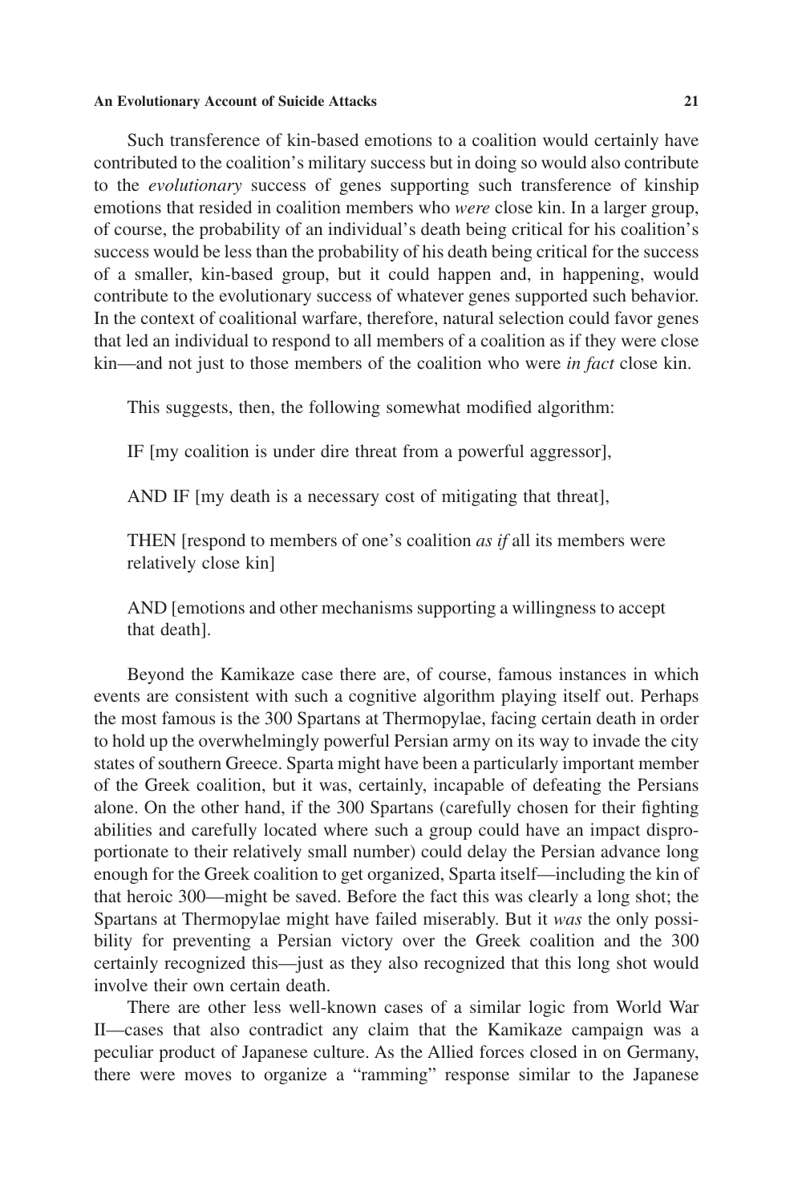Such transference of kin-based emotions to a coalition would certainly have contributed to the coalition's military success but in doing so would also contribute to the *evolutionary* success of genes supporting such transference of kinship emotions that resided in coalition members who *were* close kin. In a larger group, of course, the probability of an individual's death being critical for his coalition's success would be less than the probability of his death being critical for the success of a smaller, kin-based group, but it could happen and, in happening, would contribute to the evolutionary success of whatever genes supported such behavior. In the context of coalitional warfare, therefore, natural selection could favor genes that led an individual to respond to all members of a coalition as if they were close kin—and not just to those members of the coalition who were *in fact* close kin.

This suggests, then, the following somewhat modified algorithm:

IF [my coalition is under dire threat from a powerful aggressor],

AND IF [my death is a necessary cost of mitigating that threat],

THEN [respond to members of one's coalition *as if* all its members were relatively close kin]

AND [emotions and other mechanisms supporting a willingness to accept that death].

Beyond the Kamikaze case there are, of course, famous instances in which events are consistent with such a cognitive algorithm playing itself out. Perhaps the most famous is the 300 Spartans at Thermopylae, facing certain death in order to hold up the overwhelmingly powerful Persian army on its way to invade the city states of southern Greece. Sparta might have been a particularly important member of the Greek coalition, but it was, certainly, incapable of defeating the Persians alone. On the other hand, if the 300 Spartans (carefully chosen for their fighting abilities and carefully located where such a group could have an impact disproportionate to their relatively small number) could delay the Persian advance long enough for the Greek coalition to get organized, Sparta itself—including the kin of that heroic 300—might be saved. Before the fact this was clearly a long shot; the Spartans at Thermopylae might have failed miserably. But it *was* the only possibility for preventing a Persian victory over the Greek coalition and the 300 certainly recognized this—just as they also recognized that this long shot would involve their own certain death.

There are other less well-known cases of a similar logic from World War II—cases that also contradict any claim that the Kamikaze campaign was a peculiar product of Japanese culture. As the Allied forces closed in on Germany, there were moves to organize a "ramming" response similar to the Japanese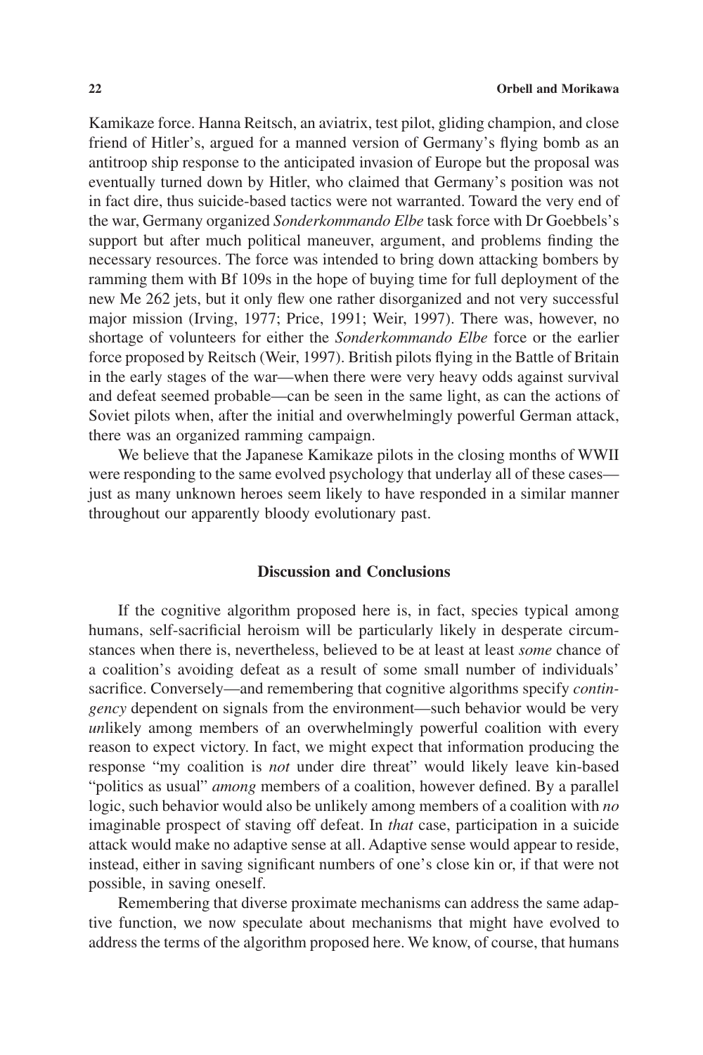Kamikaze force. Hanna Reitsch, an aviatrix, test pilot, gliding champion, and close friend of Hitler's, argued for a manned version of Germany's flying bomb as an antitroop ship response to the anticipated invasion of Europe but the proposal was eventually turned down by Hitler, who claimed that Germany's position was not in fact dire, thus suicide-based tactics were not warranted. Toward the very end of the war, Germany organized *Sonderkommando Elbe* task force with Dr Goebbels's support but after much political maneuver, argument, and problems finding the necessary resources. The force was intended to bring down attacking bombers by ramming them with Bf 109s in the hope of buying time for full deployment of the new Me 262 jets, but it only flew one rather disorganized and not very successful major mission (Irving, 1977; Price, 1991; Weir, 1997). There was, however, no shortage of volunteers for either the *Sonderkommando Elbe* force or the earlier force proposed by Reitsch (Weir, 1997). British pilots flying in the Battle of Britain in the early stages of the war—when there were very heavy odds against survival and defeat seemed probable—can be seen in the same light, as can the actions of Soviet pilots when, after the initial and overwhelmingly powerful German attack, there was an organized ramming campaign.

We believe that the Japanese Kamikaze pilots in the closing months of WWII were responding to the same evolved psychology that underlay all of these cases—just as many unknown heroes seem likely to have responded in a similar manner throughout our apparently bloody evolutionary past.

## Discussion and Conclusions

If the cognitive algorithm proposed here is, in fact, species typical among humans, self-sacrificial heroism will be particularly likely in desperate circumstances when there is, nevertheless, believed to be at least at least *some* chance of a coalition's avoiding defeat as a result of some small number of individuals' sacrifice. Conversely—and remembering that cognitive algorithms specify *contingency* dependent on signals from the environment—such behavior would be very *un*likely among members of an overwhelmingly powerful coalition with every reason to expect victory. In fact, we might expect that information producing the response "my coalition is *not* under dire threat" would likely leave kin-based "politics as usual" *among* members of a coalition, however defined. By a parallel logic, such behavior would also be unlikely among members of a coalition with *no* imaginable prospect of staving off defeat. In *that* case, participation in a suicide attack would make no adaptive sense at all. Adaptive sense would appear to reside, instead, either in saving significant numbers of one's close kin or, if that were not possible, in saving oneself.

Remembering that diverse proximate mechanisms can address the same adaptive function, we now speculate about mechanisms that might have evolved to address the terms of the algorithm proposed here. We know, of course, that humans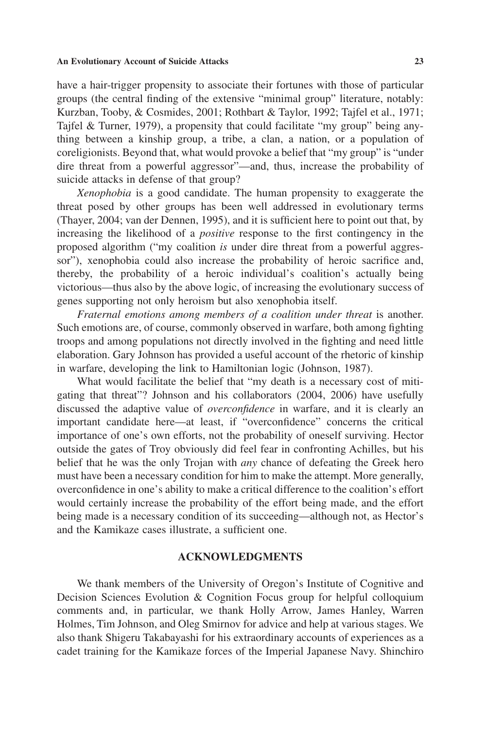have a hair-trigger propensity to associate their fortunes with those of particular groups (the central finding of the extensive "minimal group" literature, notably: Kurzban, Tooby, & Cosmides, 2001; Rothbart & Taylor, 1992; Tajfel et al., 1971; Tajfel & Turner, 1979), a propensity that could facilitate "my group" being anything between a kinship group, a tribe, a clan, a nation, or a population of coreligionists. Beyond that, what would provoke a belief that "my group" is "under dire threat from a powerful aggressor"—and, thus, increase the probability of suicide attacks in defense of that group?

*Xenophobia* is a good candidate. The human propensity to exaggerate the threat posed by other groups has been well addressed in evolutionary terms (Thayer, 2004; van der Dennen, 1995), and it is sufficient here to point out that, by increasing the likelihood of a *positive* response to the first contingency in the proposed algorithm ("my coalition *is* under dire threat from a powerful aggressor"), xenophobia could also increase the probability of heroic sacrifice and, thereby, the probability of a heroic individual's coalition's actually being victorious—thus also by the above logic, of increasing the evolutionary success of genes supporting not only heroism but also xenophobia itself.

*Fraternal emotions among members of a coalition under threat* is another. Such emotions are, of course, commonly observed in warfare, both among fighting troops and among populations not directly involved in the fighting and need little elaboration. Gary Johnson has provided a useful account of the rhetoric of kinship in warfare, developing the link to Hamiltonian logic (Johnson, 1987).

What would facilitate the belief that "my death is a necessary cost of mitigating that threat"? Johnson and his collaborators (2004, 2006) have usefully discussed the adaptive value of *overconfidence* in warfare, and it is clearly an important candidate here—at least, if "overconfidence" concerns the critical importance of one's own efforts, not the probability of oneself surviving. Hector outside the gates of Troy obviously did feel fear in confronting Achilles, but his belief that he was the only Trojan with *any* chance of defeating the Greek hero must have been a necessary condition for him to make the attempt. More generally, overconfidence in one's ability to make a critical difference to the coalition's effort would certainly increase the probability of the effort being made, and the effort being made is a necessary condition of its succeeding—although not, as Hector's and the Kamikaze cases illustrate, a sufficient one.

## ACKNOWLEDGMENTS

We thank members of the University of Oregon's Institute of Cognitive and Decision Sciences Evolution & Cognition Focus group for helpful colloquium comments and, in particular, we thank Holly Arrow, James Hanley, Warren Holmes, Tim Johnson, and Oleg Smirnov for advice and help at various stages. We also thank Shigeru Takabayashi for his extraordinary accounts of experiences as a cadet training for the Kamikaze forces of the Imperial Japanese Navy. Shinchiro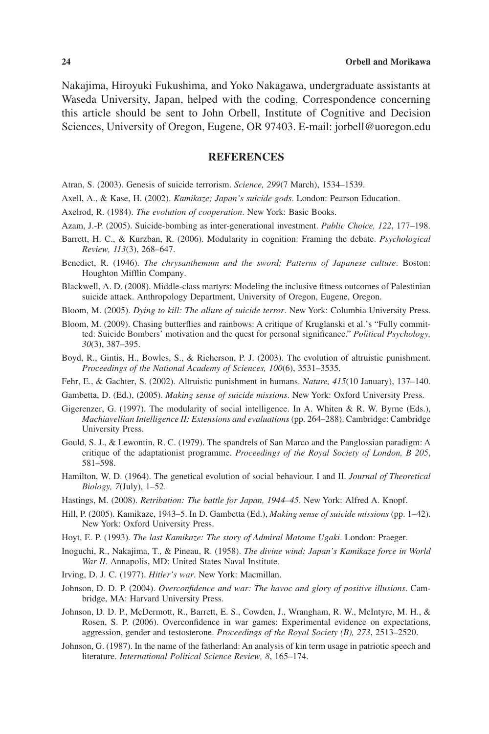Nakajima, Hiroyuki Fukushima, and Yoko Nakagawa, undergraduate assistants at Waseda University, Japan, helped with the coding. Correspondence concerning this article should be sent to John Orbell, Institute of Cognitive and Decision Sciences, University of Oregon, Eugene, OR 97403. E-mail: jorbell@uoregon.edu

## REFERENCES

Atran, S. (2003). Genesis of suicide terrorism. *Science, 299*(7 March), 1534–1539.

Axell, A., & Kase, H. (2002). *Kamikaze; Japan's suicide gods*. London: Pearson Education.

Axelrod, R. (1984). *The evolution of cooperation*. New York: Basic Books.

Azam, J.-P. (2005). Suicide-bombing as inter-generational investment. *Public Choice, 122*, 177–198.

Barrett, H. C., & Kurzban, R. (2006). Modularity in cognition: Framing the debate. *Psychological Review, 113*(3), 268–647.

Benedict, R. (1946). *The chrysanthemum and the sword; Patterns of Japanese culture*. Boston: Houghton Mifflin Company.

Blackwell, A. D. (2008). Middle-class martyrs: Modeling the inclusive fitness outcomes of Palestinian suicide attack. Anthropology Department, University of Oregon, Eugene, Oregon.

Bloom, M. (2005). *Dying to kill: The allure of suicide terror*. New York: Columbia University Press.

Bloom, M. (2009). Chasing butterflies and rainbows: A critique of Kruglanski et al.'s "Fully committed: Suicide Bombers' motivation and the quest for personal significance." *Political Psychology, 30*(3), 387–395.

Boyd, R., Gintis, H., Bowles, S., & Richerson, P. J. (2003). The evolution of altruistic punishment. *Proceedings of the National Academy of Sciences, 100*(6), 3531–3535.

Fehr, E., & Gachter, S. (2002). Altruistic punishment in humans. *Nature, 415*(10 January), 137–140.

Gambetta, D. (Ed.), (2005). *Making sense of suicide missions*. New York: Oxford University Press.

Gigerenzer, G. (1997). The modularity of social intelligence. In A. Whiten & R. W. Byrne (Eds.), *Machiavellian Intelligence II: Extensions and evaluations* (pp. 264–288). Cambridge: Cambridge University Press.

Gould, S. J., & Lewontin, R. C. (1979). The spandrels of San Marco and the Panglossian paradigm: A critique of the adaptationist programme. *Proceedings of the Royal Society of London, B 205*, 581–598.

Hamilton, W. D. (1964). The genetical evolution of social behaviour. I and II. *Journal of Theoretical Biology, 7*(July), 1–52.

Hastings, M. (2008). *Retribution: The battle for Japan, 1944–45*. New York: Alfred A. Knopf.

Hill, P. (2005). Kamikaze, 1943–5. In D. Gambetta (Ed.), *Making sense of suicide missions* (pp. 1–42). New York: Oxford University Press.

Hoyt, E. P. (1993). *The last Kamikaze: The story of Admiral Matome Ugaki*. London: Praeger.

Inoguchi, R., Nakajima, T., & Pineau, R. (1958). *The divine wind: Japan's Kamikaze force in World War II*. Annapolis, MD: United States Naval Institute.

Irving, D. J. C. (1977). *Hitler's war*. New York: Macmillan.

Johnson, D. D. P. (2004). *Overconfidence and war: The havoc and glory of positive illusions*. Cambridge, MA: Harvard University Press.

Johnson, D. D. P., McDermott, R., Barrett, E. S., Cowden, J., Wrangham, R. W., McIntyre, M. H., & Rosen, S. P. (2006). Overconfidence in war games: Experimental evidence on expectations, aggression, gender and testosterone. *Proceedings of the Royal Society (B), 273*, 2513–2520.

Johnson, G. (1987). In the name of the fatherland: An analysis of kin term usage in patriotic speech and literature. *International Political Science Review, 8*, 165–174.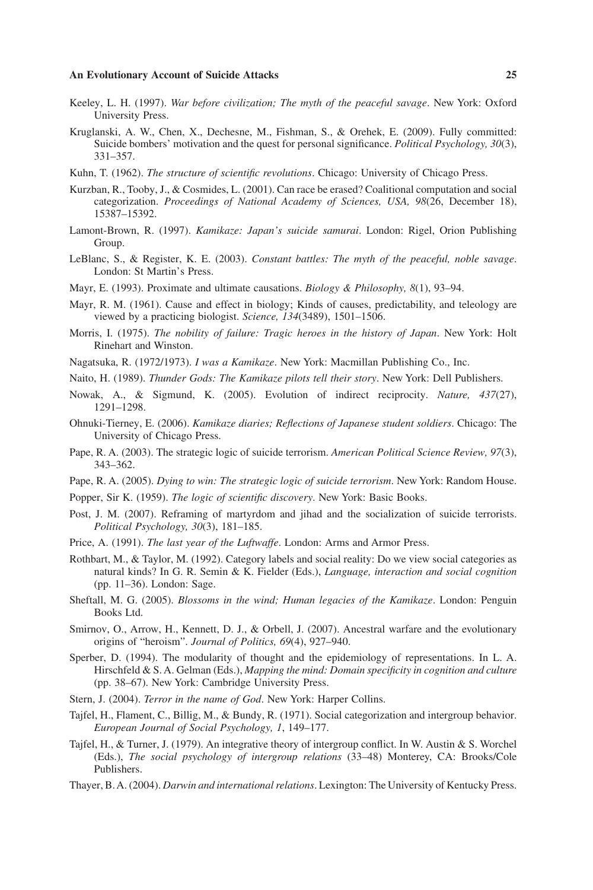Keeley, L. H. (1997). *War before civilization; The myth of the peaceful savage*. New York: Oxford University Press.

Kruglanski, A. W., Chen, X., Dechesne, M., Fishman, S., & Orehek, E. (2009). Fully committed: Suicide bombers' motivation and the quest for personal significance. *Political Psychology, 30*(3), 331–357.

Kuhn, T. (1962). *The structure of scientific revolutions*. Chicago: University of Chicago Press.

Kurzban, R., Tooby, J., & Cosmides, L. (2001). Can race be erased? Coalitional computation and social categorization. *Proceedings of National Academy of Sciences, USA, 98*(26, December 18), 15387–15392.

Lamont-Brown, R. (1997). *Kamikaze: Japan's suicide samurai*. London: Rigel, Orion Publishing Group.

LeBlanc, S., & Register, K. E. (2003). *Constant battles: The myth of the peaceful, noble savage*. London: St Martin's Press.

Mayr, E. (1993). Proximate and ultimate causations. *Biology & Philosophy, 8*(1), 93–94.

Mayr, R. M. (1961). Cause and effect in biology; Kinds of causes, predictability, and teleology are viewed by a practicing biologist. *Science, 134*(3489), 1501–1506.

Morris, I. (1975). *The nobility of failure: Tragic heroes in the history of Japan*. New York: Holt Rinehart and Winston.

Nagatsuka, R. (1972/1973). *I was a Kamikaze*. New York: Macmillan Publishing Co., Inc.

Naito, H. (1989). *Thunder Gods: The Kamikaze pilots tell their story*. New York: Dell Publishers.

Nowak, A., & Sigmund, K. (2005). Evolution of indirect reciprocity. *Nature, 437*(27), 1291–1298.

Ohnuki-Tierney, E. (2006). *Kamikaze diaries; Reflections of Japanese student soldiers*. Chicago: The University of Chicago Press.

Pape, R. A. (2003). The strategic logic of suicide terrorism. *American Political Science Review, 97*(3), 343–362.

Pape, R. A. (2005). *Dying to win: The strategic logic of suicide terrorism*. New York: Random House.

Popper, Sir K. (1959). *The logic of scientific discovery*. New York: Basic Books.

Post, J. M. (2007). Reframing of martyrdom and jihad and the socialization of suicide terrorists. *Political Psychology, 30*(3), 181–185.

Price, A. (1991). *The last year of the Luftwaffe*. London: Arms and Armor Press.

Rothbart, M., & Taylor, M. (1992). Category labels and social reality: Do we view social categories as natural kinds? In G. R. Semin & K. Fielder (Eds.), *Language, interaction and social cognition* (pp. 11–36). London: Sage.

Sheftall, M. G. (2005). *Blossoms in the wind; Human legacies of the Kamikaze*. London: Penguin Books Ltd.

Smirnov, O., Arrow, H., Kennett, D. J., & Orbell, J. (2007). Ancestral warfare and the evolutionary origins of "heroism". *Journal of Politics, 69*(4), 927–940.

Sperber, D. (1994). The modularity of thought and the epidemiology of representations. In L. A. Hirschfeld & S. A. Gelman (Eds.), *Mapping the mind: Domain specificity in cognition and culture* (pp. 38–67). New York: Cambridge University Press.

Stern, J. (2004). *Terror in the name of God*. New York: Harper Collins.

Tajfel, H., Flament, C., Billig, M., & Bundy, R. (1971). Social categorization and intergroup behavior. *European Journal of Social Psychology, 1*, 149–177.

Tajfel, H., & Turner, J. (1979). An integrative theory of intergroup conflict. In W. Austin & S. Worchel (Eds.), *The social psychology of intergroup relations* (33–48) Monterey, CA: Brooks/Cole Publishers.

Thayer, B. A. (2004). *Darwin and international relations*. Lexington: The University of Kentucky Press.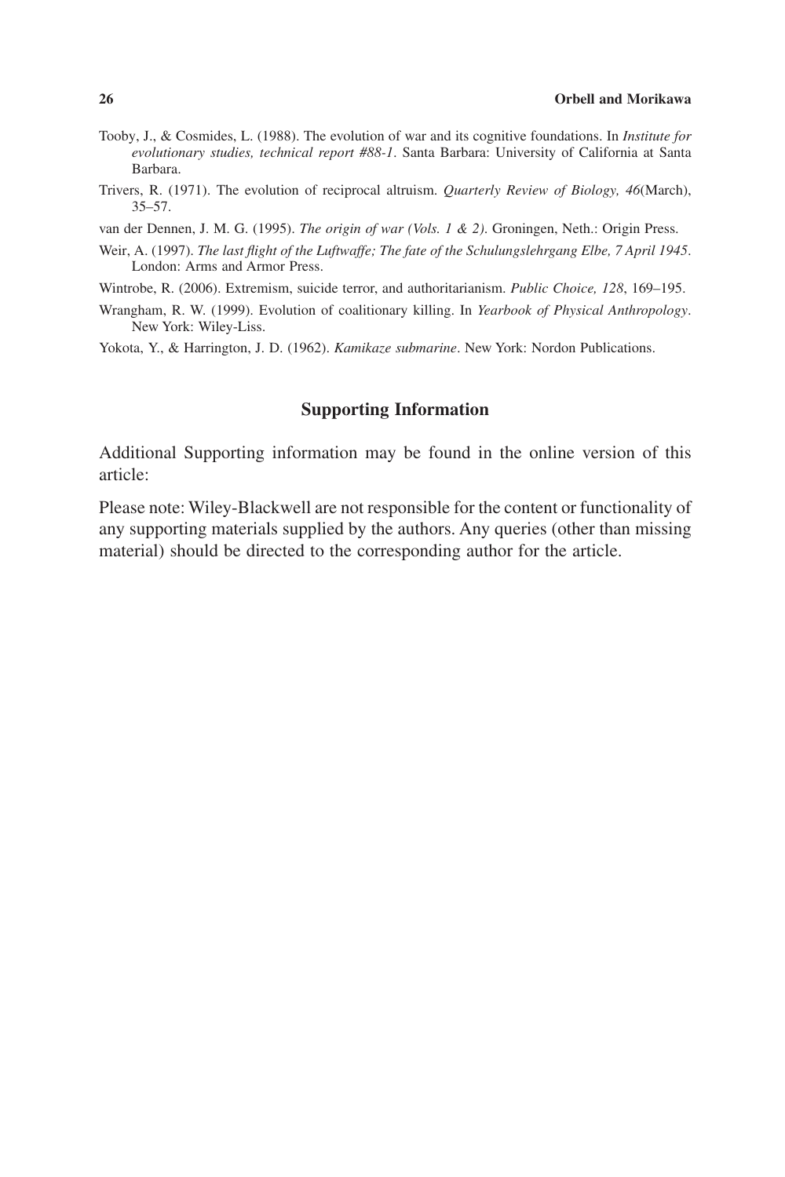Tooby, J., & Cosmides, L. (1988). The evolution of war and its cognitive foundations. In *Institute for evolutionary studies, technical report #88-1*. Santa Barbara: University of California at Santa Barbara.

Trivers, R. (1971). The evolution of reciprocal altruism. *Quarterly Review of Biology, 46*(March), 35–57.

van der Dennen, J. M. G. (1995). *The origin of war (Vols. 1 & 2)*. Groningen, Neth.: Origin Press.

Weir, A. (1997). *The last flight of the Luftwaffe; The fate of the Schulungslehrgang Elbe, 7 April 1945*. London: Arms and Armor Press.

Wintrobe, R. (2006). Extremism, suicide terror, and authoritarianism. *Public Choice, 128*, 169–195.

Wrangham, R. W. (1999). Evolution of coalitionary killing. In *Yearbook of Physical Anthropology*. New York: Wiley-Liss.

Yokota, Y., & Harrington, J. D. (1962). *Kamikaze submarine*. New York: Nordon Publications.

## Supporting Information

Additional Supporting information may be found in the online version of this article:

Please note: Wiley-Blackwell are not responsible for the content or functionality of any supporting materials supplied by the authors. Any queries (other than missing material) should be directed to the corresponding author for the article.